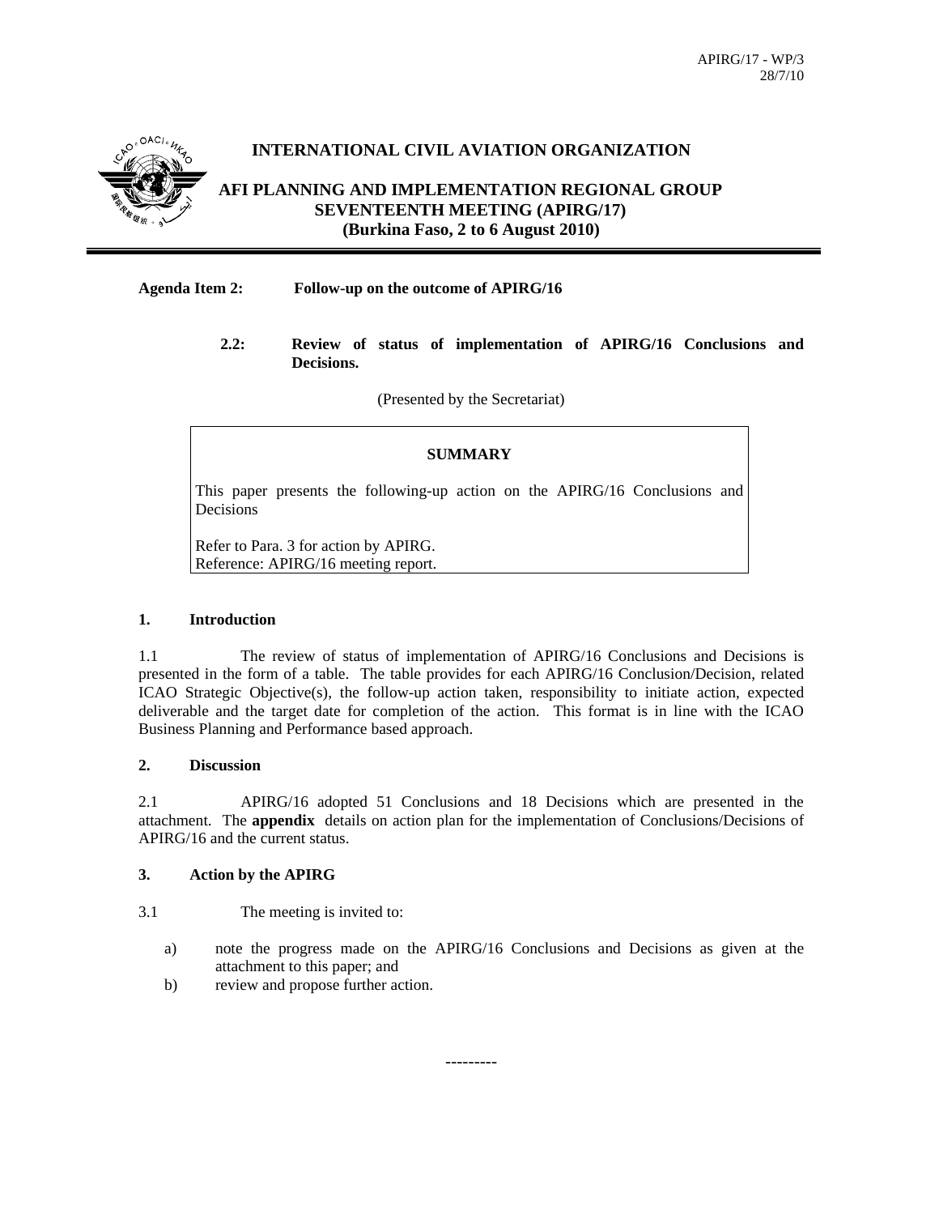APIRG/17 - WP/3
28/7/10

# INTERNATIONAL CIVIL AVIATION ORGANIZATION

## AFI PLANNING AND IMPLEMENTATION REGIONAL GROUP SEVENTEENTH MEETING (APIRG/17) (Burkina Faso, 2 to 6 August 2010)

**Agenda Item 2:** **Follow-up on the outcome of APIRG/16**

**2.2:** **Review of status of implementation of APIRG/16 Conclusions and Decisions.**

(Presented by the Secretariat)

**SUMMARY**

This paper presents the following-up action on the APIRG/16 Conclusions and Decisions

Refer to Para. 3 for action by APIRG.
Reference: APIRG/16 meeting report.

### 1. Introduction

1.1 The review of status of implementation of APIRG/16 Conclusions and Decisions is presented in the form of a table. The table provides for each APIRG/16 Conclusion/Decision, related ICAO Strategic Objective(s), the follow-up action taken, responsibility to initiate action, expected deliverable and the target date for completion of the action. This format is in line with the ICAO Business Planning and Performance based approach.

### 2. Discussion

2.1 APIRG/16 adopted 51 Conclusions and 18 Decisions which are presented in the attachment. The **appendix** details on action plan for the implementation of Conclusions/Decisions of APIRG/16 and the current status.

### 3. Action by the APIRG

3.1 The meeting is invited to:

a) note the progress made on the APIRG/16 Conclusions and Decisions as given at the attachment to this paper; and
b) review and propose further action.

---------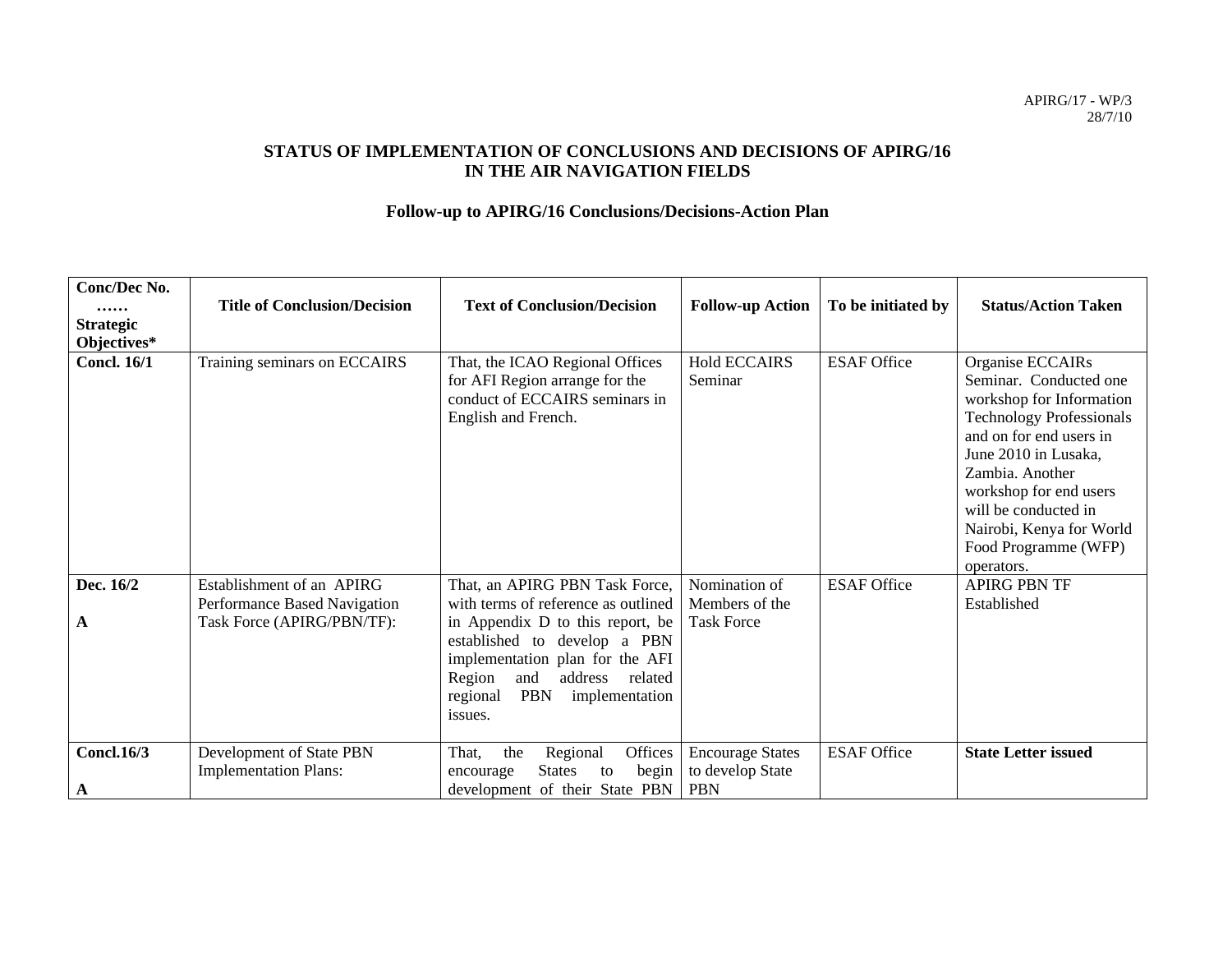APIRG/17 - WP/3
28/7/10

## STATUS OF IMPLEMENTATION OF CONCLUSIONS AND DECISIONS OF APIRG/16 IN THE AIR NAVIGATION FIELDS

### Follow-up to APIRG/16 Conclusions/Decisions-Action Plan

| Conc/Dec No. …… Strategic Objectives* | Title of Conclusion/Decision | Text of Conclusion/Decision | Follow-up Action | To be initiated by | Status/Action Taken |
|---|---|---|---|---|---|
| **Concl. 16/1** | Training seminars on ECCAIRS | That, the ICAO Regional Offices for AFI Region arrange for the conduct of ECCAIRS seminars in English and French. | Hold ECCAIRS Seminar | ESAF Office | Organise ECCAIRs Seminar. Conducted one workshop for Information Technology Professionals and on for end users in June 2010 in Lusaka, Zambia. Another workshop for end users will be conducted in Nairobi, Kenya for World Food Programme (WFP) operators. |
| **Dec. 16/2** **A** | Establishment of an APIRG Performance Based Navigation Task Force (APIRG/PBN/TF): | That, an APIRG PBN Task Force, with terms of reference as outlined in Appendix D to this report, be established to develop a PBN implementation plan for the AFI Region and address related regional PBN implementation issues. | Nomination of Members of the Task Force | ESAF Office | APIRG PBN TF Established |
| **Concl.16/3** **A** | Development of State PBN Implementation Plans: | That, the Regional Offices encourage States to begin development of their State PBN | Encourage States to develop State PBN | ESAF Office | **State Letter issued** |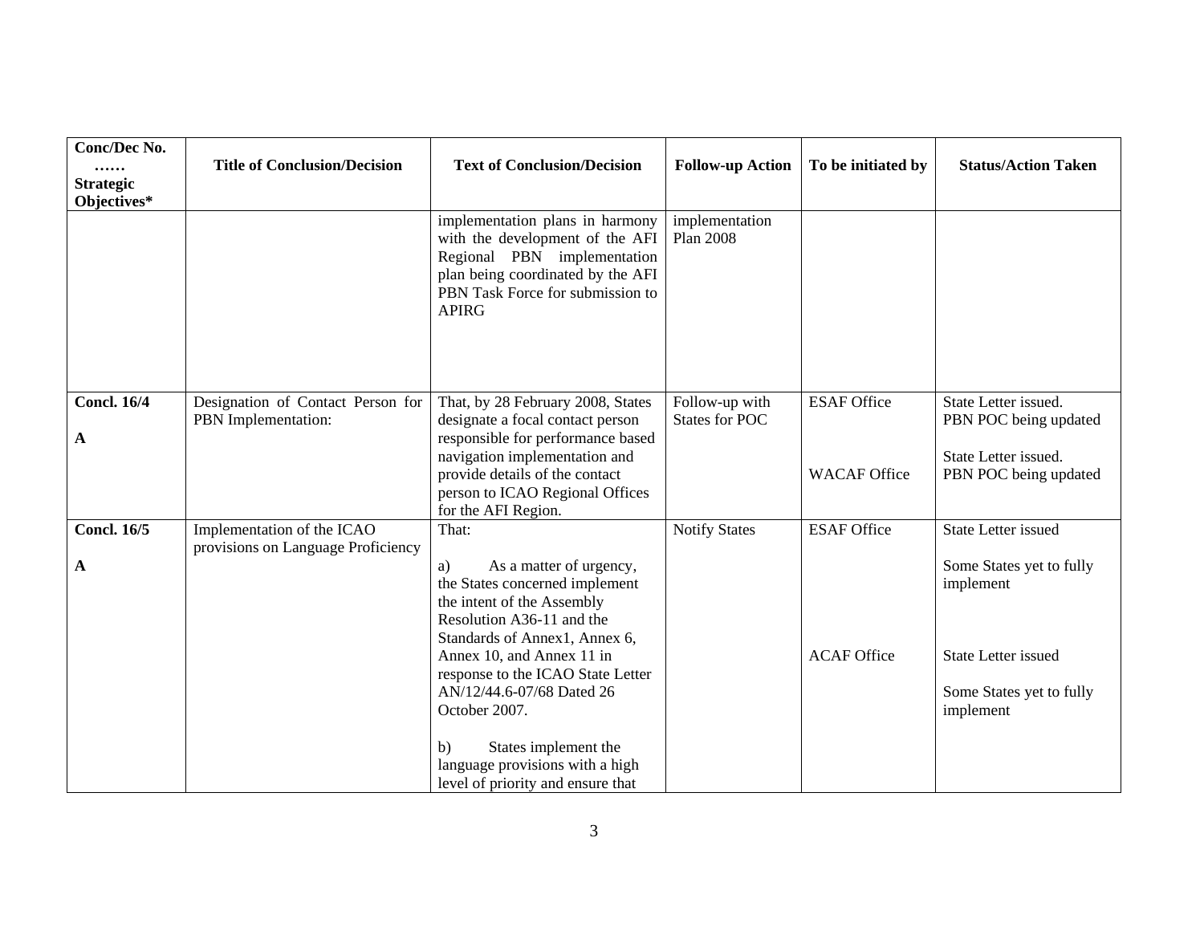| Conc/Dec No. …… Strategic Objectives* | Title of Conclusion/Decision | Text of Conclusion/Decision | Follow-up Action | To be initiated by | Status/Action Taken |
|---|---|---|---|---|---|
| | | implementation plans in harmony with the development of the AFI Regional PBN implementation plan being coordinated by the AFI PBN Task Force for submission to APIRG | implementation Plan 2008 | | |
| **Concl. 16/4**<br><br>**A** | Designation of Contact Person for PBN Implementation: | That, by 28 February 2008, States designate a focal contact person responsible for performance based navigation implementation and provide details of the contact person to ICAO Regional Offices for the AFI Region. | Follow-up with States for POC | ESAF Office<br><br>WACAF Office | State Letter issued. PBN POC being updated<br><br>State Letter issued. PBN POC being updated |
| **Concl. 16/5**<br><br>**A** | Implementation of the ICAO provisions on Language Proficiency | That:<br><br>a) As a matter of urgency, the States concerned implement the intent of the Assembly Resolution A36-11 and the Standards of Annex1, Annex 6, Annex 10, and Annex 11 in response to the ICAO State Letter AN/12/44.6-07/68 Dated 26 October 2007.<br><br>b) States implement the language provisions with a high level of priority and ensure that | Notify States | ESAF Office<br><br>ACAF Office | State Letter issued<br><br>Some States yet to fully implement<br><br>State Letter issued<br><br>Some States yet to fully implement |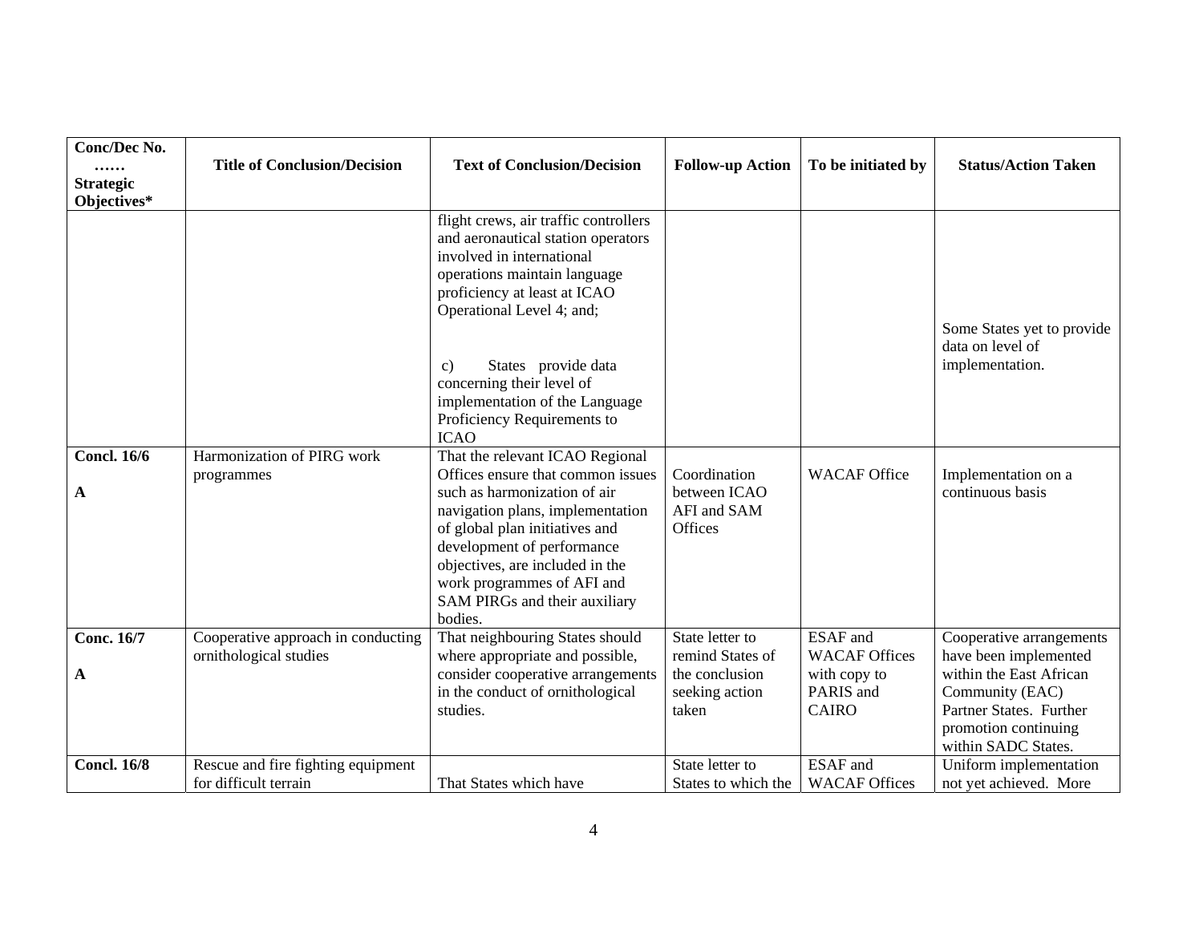| Conc/Dec No. …… Strategic Objectives* | Title of Conclusion/Decision | Text of Conclusion/Decision | Follow-up Action | To be initiated by | Status/Action Taken |
|---|---|---|---|---|---|
| | | flight crews, air traffic controllers and aeronautical station operators involved in international operations maintain language proficiency at least at ICAO Operational Level 4; and;<br><br>c) States provide data concerning their level of implementation of the Language Proficiency Requirements to ICAO | | | Some States yet to provide data on level of implementation. |
| **Concl. 16/6**<br><br>**A** | Harmonization of PIRG work programmes | That the relevant ICAO Regional Offices ensure that common issues such as harmonization of air navigation plans, implementation of global plan initiatives and development of performance objectives, are included in the work programmes of AFI and SAM PIRGs and their auxiliary bodies. | Coordination between ICAO AFI and SAM Offices | WACAF Office | Implementation on a continuous basis |
| **Conc. 16/7**<br><br>**A** | Cooperative approach in conducting ornithological studies | That neighbouring States should where appropriate and possible, consider cooperative arrangements in the conduct of ornithological studies. | State letter to remind States of the conclusion seeking action taken | ESAF and WACAF Offices with copy to PARIS and CAIRO | Cooperative arrangements have been implemented within the East African Community (EAC) Partner States. Further promotion continuing within SADC States. |
| **Concl. 16/8** | Rescue and fire fighting equipment for difficult terrain | That States which have | State letter to States to which the | ESAF and WACAF Offices | Uniform implementation not yet achieved. More |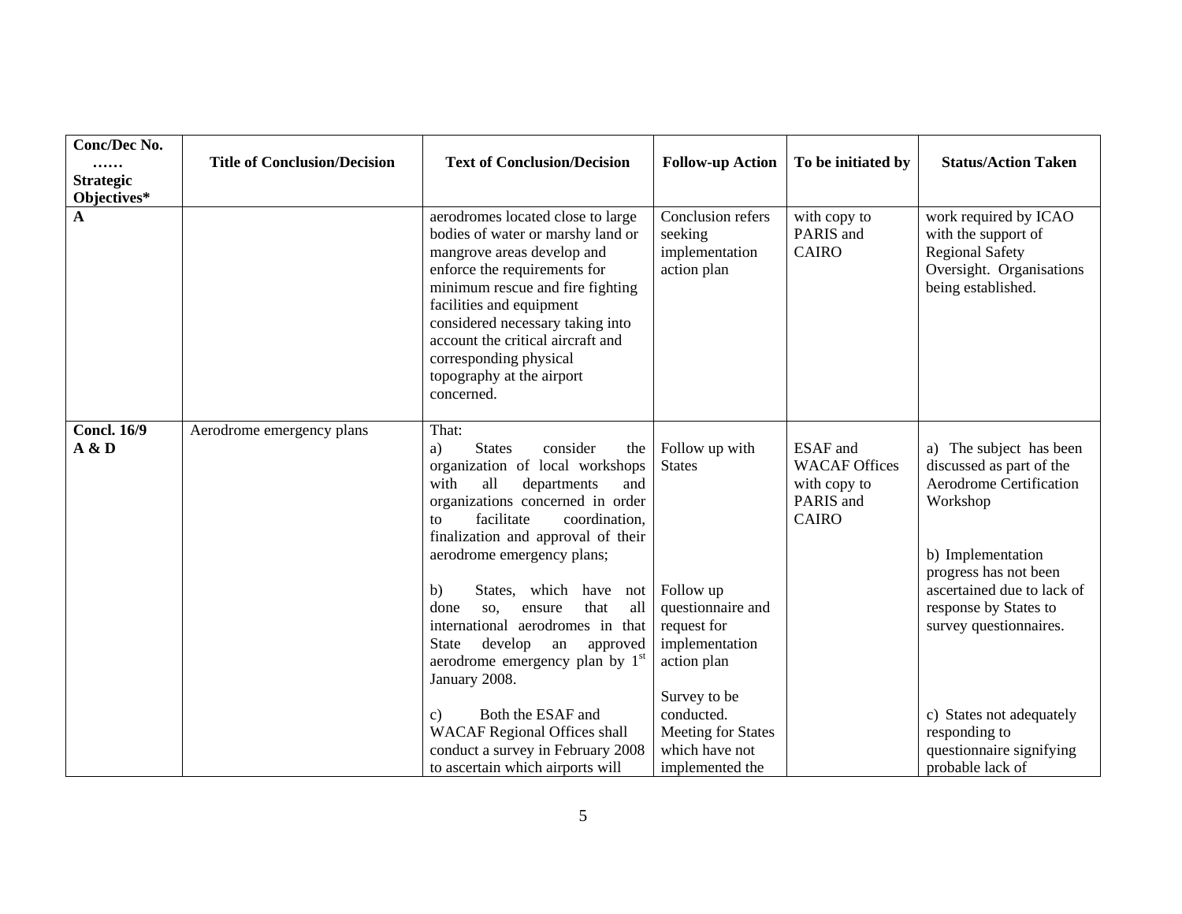| Conc/Dec No. …… Strategic Objectives* | Title of Conclusion/Decision | Text of Conclusion/Decision | Follow-up Action | To be initiated by | Status/Action Taken |
|---|---|---|---|---|---|
| **A** | | aerodromes located close to large bodies of water or marshy land or mangrove areas develop and enforce the requirements for minimum rescue and fire fighting facilities and equipment considered necessary taking into account the critical aircraft and corresponding physical topography at the airport concerned. | Conclusion refers seeking implementation action plan | with copy to PARIS and CAIRO | work required by ICAO with the support of Regional Safety Oversight. Organisations being established. |
| **Concl. 16/9 A & D** | Aerodrome emergency plans | That:<br>a) States consider the organization of local workshops with all departments and organizations concerned in order to facilitate coordination, finalization and approval of their aerodrome emergency plans;<br><br>b) States, which have not done so, ensure that all international aerodromes in that State develop an approved aerodrome emergency plan by 1st January 2008.<br><br>c) Both the ESAF and WACAF Regional Offices shall conduct a survey in February 2008 to ascertain which airports will | Follow up with States<br><br>Follow up questionnaire and request for implementation action plan<br><br>Survey to be conducted. Meeting for States which have not implemented the | ESAF and WACAF Offices with copy to PARIS and CAIRO | a) The subject has been discussed as part of the Aerodrome Certification Workshop<br><br>b) Implementation progress has not been ascertained due to lack of response by States to survey questionnaires.<br><br>c) States not adequately responding to questionnaire signifying probable lack of |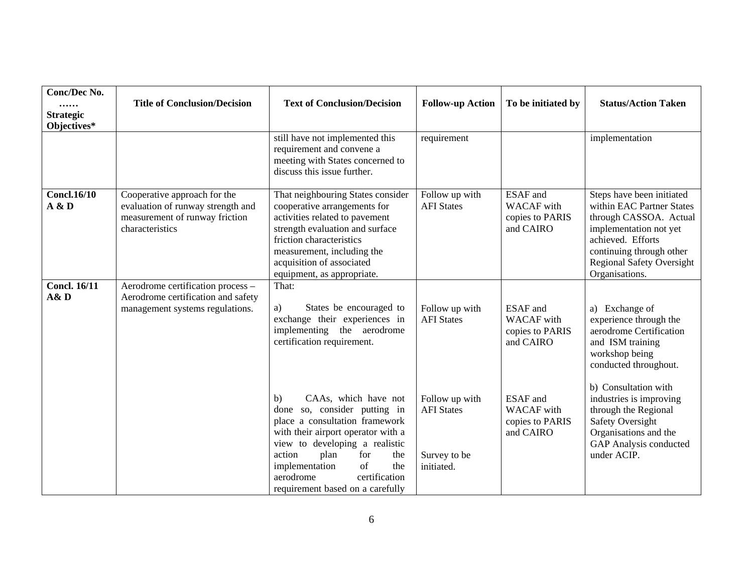| Conc/Dec No. …… Strategic Objectives* | Title of Conclusion/Decision | Text of Conclusion/Decision | Follow-up Action | To be initiated by | Status/Action Taken |
|---|---|---|---|---|---|
| | | still have not implemented this requirement and convene a meeting with States concerned to discuss this issue further. | requirement | | implementation |
| **Concl.16/10 A & D** | Cooperative approach for the evaluation of runway strength and measurement of runway friction characteristics | That neighbouring States consider cooperative arrangements for activities related to pavement strength evaluation and surface friction characteristics measurement, including the acquisition of associated equipment, as appropriate. | Follow up with AFI States | ESAF and WACAF with copies to PARIS and CAIRO | Steps have been initiated within EAC Partner States through CASSOA. Actual implementation not yet achieved. Efforts continuing through other Regional Safety Oversight Organisations. |
| **Concl. 16/11 A& D** | Aerodrome certification process – Aerodrome certification and safety management systems regulations. | That:<br><br>a) States be encouraged to exchange their experiences in implementing the aerodrome certification requirement. | Follow up with AFI States | ESAF and WACAF with copies to PARIS and CAIRO | a) Exchange of experience through the aerodrome Certification and ISM training workshop being conducted throughout. |
| | | b) CAAs, which have not done so, consider putting in place a consultation framework with their airport operator with a view to developing a realistic action plan for the implementation of the aerodrome certification requirement based on a carefully | Follow up with AFI States<br><br>Survey to be initiated. | ESAF and WACAF with copies to PARIS and CAIRO | b) Consultation with industries is improving through the Regional Safety Oversight Organisations and the GAP Analysis conducted under ACIP. |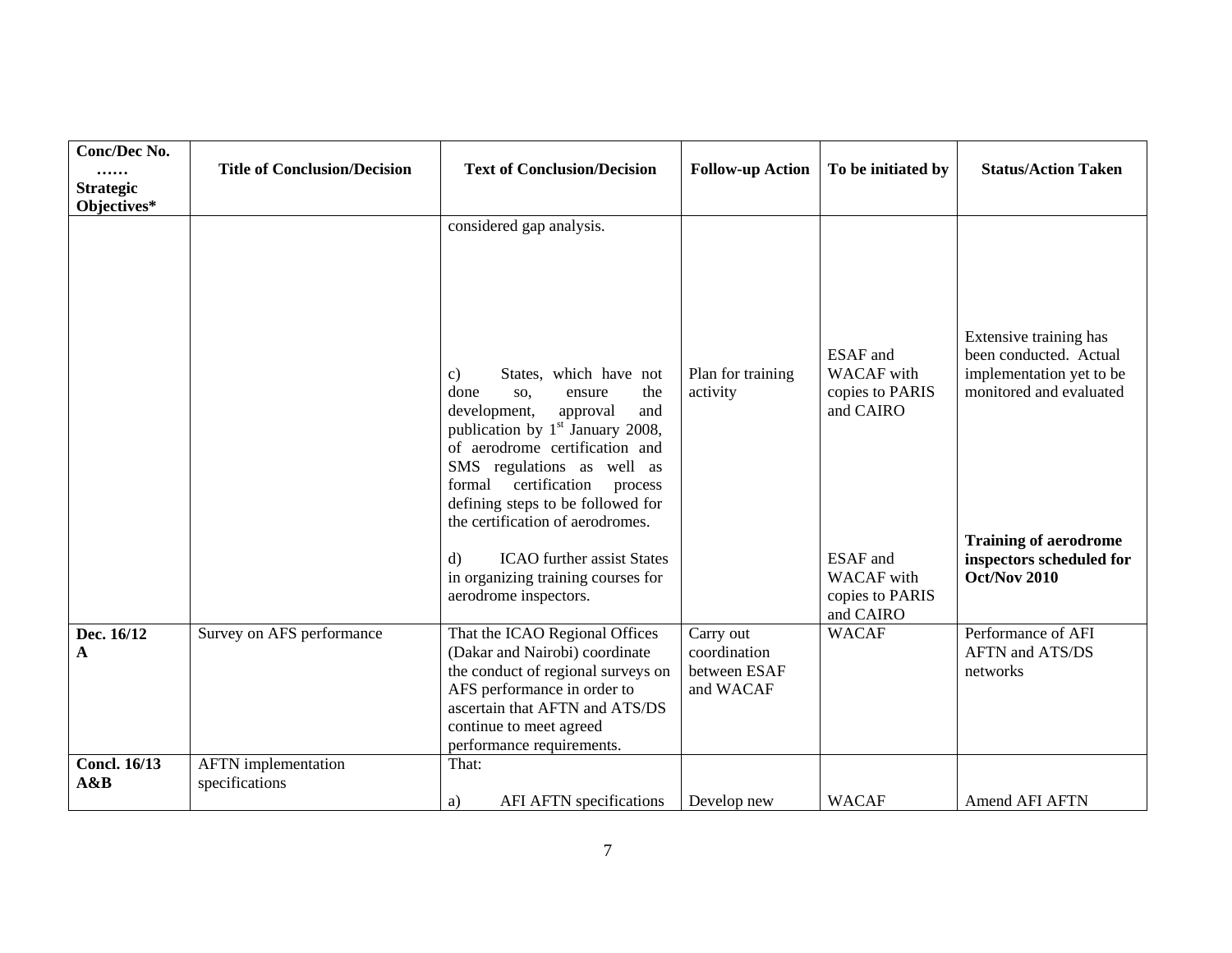| Conc/Dec No. …… Strategic Objectives* | Title of Conclusion/Decision | Text of Conclusion/Decision | Follow-up Action | To be initiated by | Status/Action Taken |
|---|---|---|---|---|---|
| | | considered gap analysis. | | | |
| | | c) States, which have not done so, ensure the development, approval and publication by 1st January 2008, of aerodrome certification and SMS regulations as well as formal certification process defining steps to be followed for the certification of aerodromes. | Plan for training activity | ESAF and WACAF with copies to PARIS and CAIRO | Extensive training has been conducted. Actual implementation yet to be monitored and evaluated |
| | | d) ICAO further assist States in organizing training courses for aerodrome inspectors. | | ESAF and WACAF with copies to PARIS and CAIRO | **Training of aerodrome inspectors scheduled for Oct/Nov 2010** |
| **Dec. 16/12 A** | Survey on AFS performance | That the ICAO Regional Offices (Dakar and Nairobi) coordinate the conduct of regional surveys on AFS performance in order to ascertain that AFTN and ATS/DS continue to meet agreed performance requirements. | Carry out coordination between ESAF and WACAF | WACAF | Performance of AFI AFTN and ATS/DS networks |
| **Concl. 16/13 A&B** | AFTN implementation specifications | That:<br><br>a) AFI AFTN specifications | Develop new | WACAF | Amend AFI AFTN |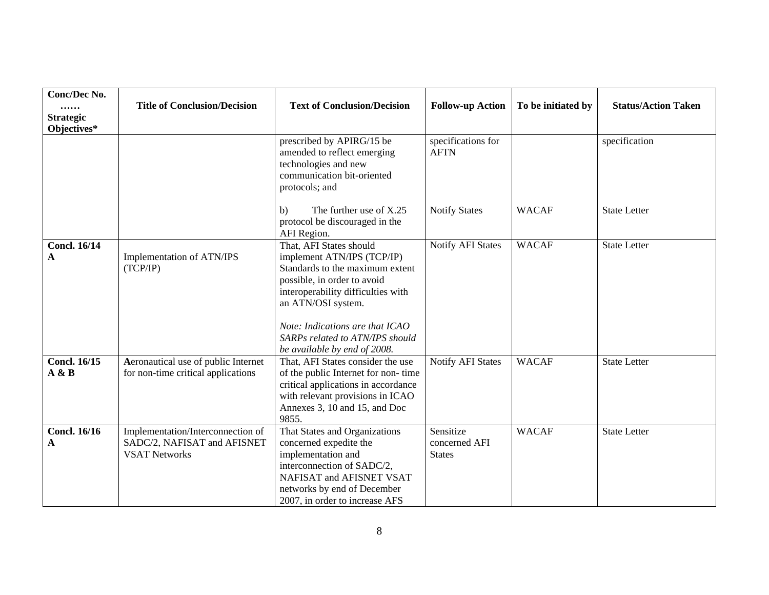| Conc/Dec No. …… Strategic Objectives* | Title of Conclusion/Decision | Text of Conclusion/Decision | Follow-up Action | To be initiated by | Status/Action Taken |
|---|---|---|---|---|---|
| | | prescribed by APIRG/15 be amended to reflect emerging technologies and new communication bit-oriented protocols; and | specifications for AFTN | | specification |
| | | b) The further use of X.25 protocol be discouraged in the AFI Region. | Notify States | WACAF | State Letter |
| **Concl. 16/14 A** | Implementation of ATN/IPS (TCP/IP) | That, AFI States should implement ATN/IPS (TCP/IP) Standards to the maximum extent possible, in order to avoid interoperability difficulties with an ATN/OSI system.<br><br>*Note: Indications are that ICAO SARPs related to ATN/IPS should be available by end of 2008.* | Notify AFI States | WACAF | State Letter |
| **Concl. 16/15 A & B** | **A**eronautical use of public Internet for non-time critical applications | That, AFI States consider the use of the public Internet for non- time critical applications in accordance with relevant provisions in ICAO Annexes 3, 10 and 15, and Doc 9855. | Notify AFI States | WACAF | State Letter |
| **Concl. 16/16 A** | Implementation/Interconnection of SADC/2, NAFISAT and AFISNET VSAT Networks | That States and Organizations concerned expedite the implementation and interconnection of SADC/2, NAFISAT and AFISNET VSAT networks by end of December 2007, in order to increase AFS | Sensitize concerned AFI States | WACAF | State Letter |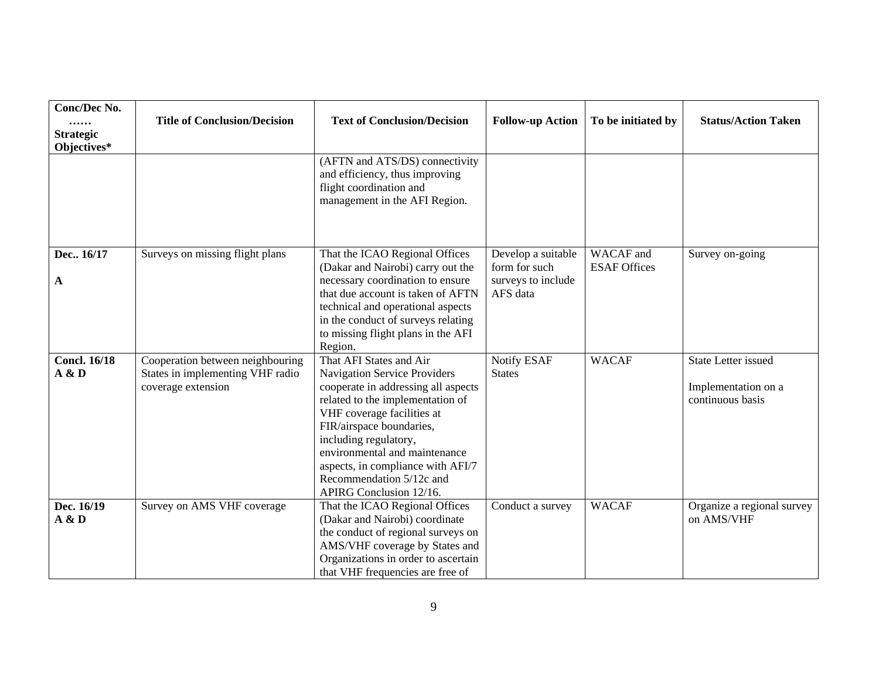| Conc/Dec No. …… Strategic Objectives* | Title of Conclusion/Decision | Text of Conclusion/Decision | Follow-up Action | To be initiated by | Status/Action Taken |
|---|---|---|---|---|---|
| | | (AFTN and ATS/DS) connectivity and efficiency, thus improving flight coordination and management in the AFI Region. | | | |
| **Dec.. 16/17**<br><br>**A** | Surveys on missing flight plans | That the ICAO Regional Offices (Dakar and Nairobi) carry out the necessary coordination to ensure that due account is taken of AFTN technical and operational aspects in the conduct of surveys relating to missing flight plans in the AFI Region. | Develop a suitable form for such surveys to include AFS data | WACAF and ESAF Offices | Survey on-going |
| **Concl. 16/18**<br>**A & D** | Cooperation between neighbouring States in implementing VHF radio coverage extension | That AFI States and Air Navigation Service Providers cooperate in addressing all aspects related to the implementation of VHF coverage facilities at FIR/airspace boundaries, including regulatory, environmental and maintenance aspects, in compliance with AFI/7 Recommendation 5/12c and APIRG Conclusion 12/16. | Notify ESAF States | WACAF | State Letter issued<br><br>Implementation on a continuous basis |
| **Dec. 16/19**<br>**A & D** | Survey on AMS VHF coverage | That the ICAO Regional Offices (Dakar and Nairobi) coordinate the conduct of regional surveys on AMS/VHF coverage by States and Organizations in order to ascertain that VHF frequencies are free of | Conduct a survey | WACAF | Organize a regional survey on AMS/VHF |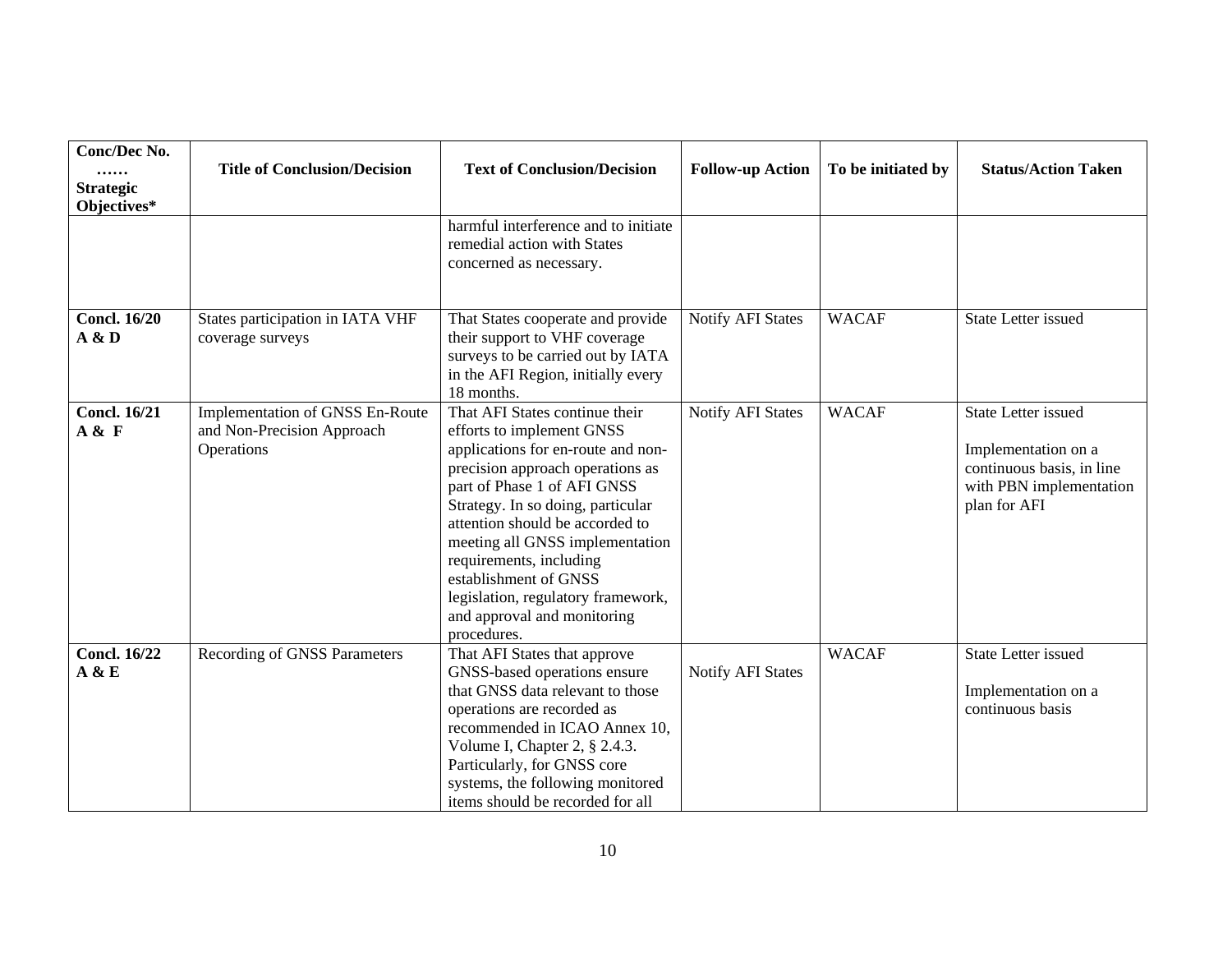| Conc/Dec No. …… Strategic Objectives* | Title of Conclusion/Decision | Text of Conclusion/Decision | Follow-up Action | To be initiated by | Status/Action Taken |
|---|---|---|---|---|---|
| | | harmful interference and to initiate remedial action with States concerned as necessary. | | | |
| **Concl. 16/20** **A & D** | States participation in IATA VHF coverage surveys | That States cooperate and provide their support to VHF coverage surveys to be carried out by IATA in the AFI Region, initially every 18 months. | Notify AFI States | WACAF | State Letter issued |
| **Concl. 16/21** **A & F** | Implementation of GNSS En-Route and Non-Precision Approach Operations | That AFI States continue their efforts to implement GNSS applications for en-route and non-precision approach operations as part of Phase 1 of AFI GNSS Strategy. In so doing, particular attention should be accorded to meeting all GNSS implementation requirements, including establishment of GNSS legislation, regulatory framework, and approval and monitoring procedures. | Notify AFI States | WACAF | State Letter issued<br><br>Implementation on a continuous basis, in line with PBN implementation plan for AFI |
| **Concl. 16/22** **A & E** | Recording of GNSS Parameters | That AFI States that approve GNSS-based operations ensure that GNSS data relevant to those operations are recorded as recommended in ICAO Annex 10, Volume I, Chapter 2, § 2.4.3. Particularly, for GNSS core systems, the following monitored items should be recorded for all | Notify AFI States | WACAF | State Letter issued<br><br>Implementation on a continuous basis |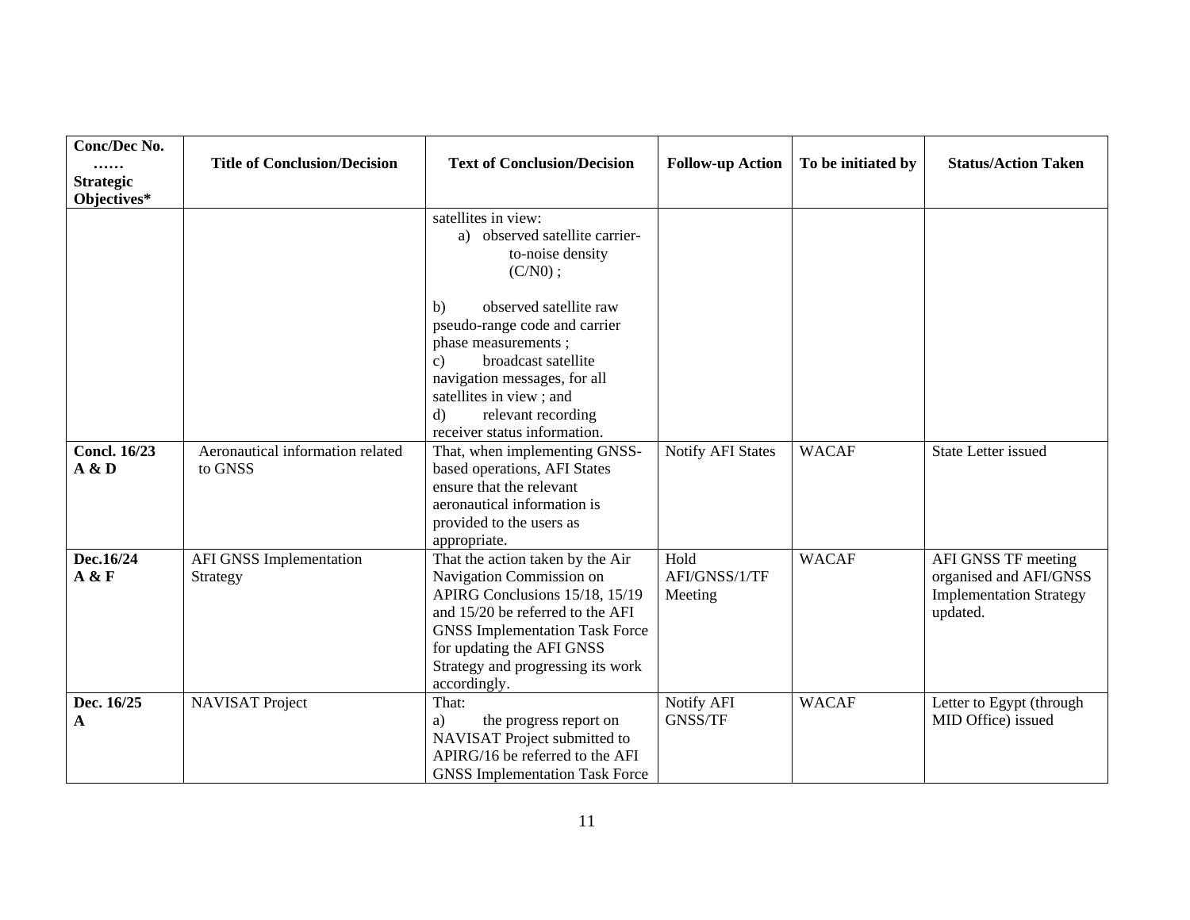| Conc/Dec No. …… Strategic Objectives* | Title of Conclusion/Decision | Text of Conclusion/Decision | Follow-up Action | To be initiated by | Status/Action Taken |
|---|---|---|---|---|---|
| | | satellites in view:<br>a) observed satellite carrier-to-noise density (C/N0) ;<br><br>b) observed satellite raw pseudo-range code and carrier phase measurements ;<br>c) broadcast satellite navigation messages, for all satellites in view ; and<br>d) relevant recording receiver status information. | | | |
| **Concl. 16/23**<br>**A & D** | Aeronautical information related to GNSS | That, when implementing GNSS-based operations, AFI States ensure that the relevant aeronautical information is provided to the users as appropriate. | Notify AFI States | WACAF | State Letter issued |
| **Dec.16/24**<br>**A & F** | AFI GNSS Implementation Strategy | That the action taken by the Air Navigation Commission on APIRG Conclusions 15/18, 15/19 and 15/20 be referred to the AFI GNSS Implementation Task Force for updating the AFI GNSS Strategy and progressing its work accordingly. | Hold AFI/GNSS/1/TF Meeting | WACAF | AFI GNSS TF meeting organised and AFI/GNSS Implementation Strategy updated. |
| **Dec. 16/25**<br>**A** | NAVISAT Project | That:<br>a) the progress report on NAVISAT Project submitted to APIRG/16 be referred to the AFI GNSS Implementation Task Force | Notify AFI GNSS/TF | WACAF | Letter to Egypt (through MID Office) issued |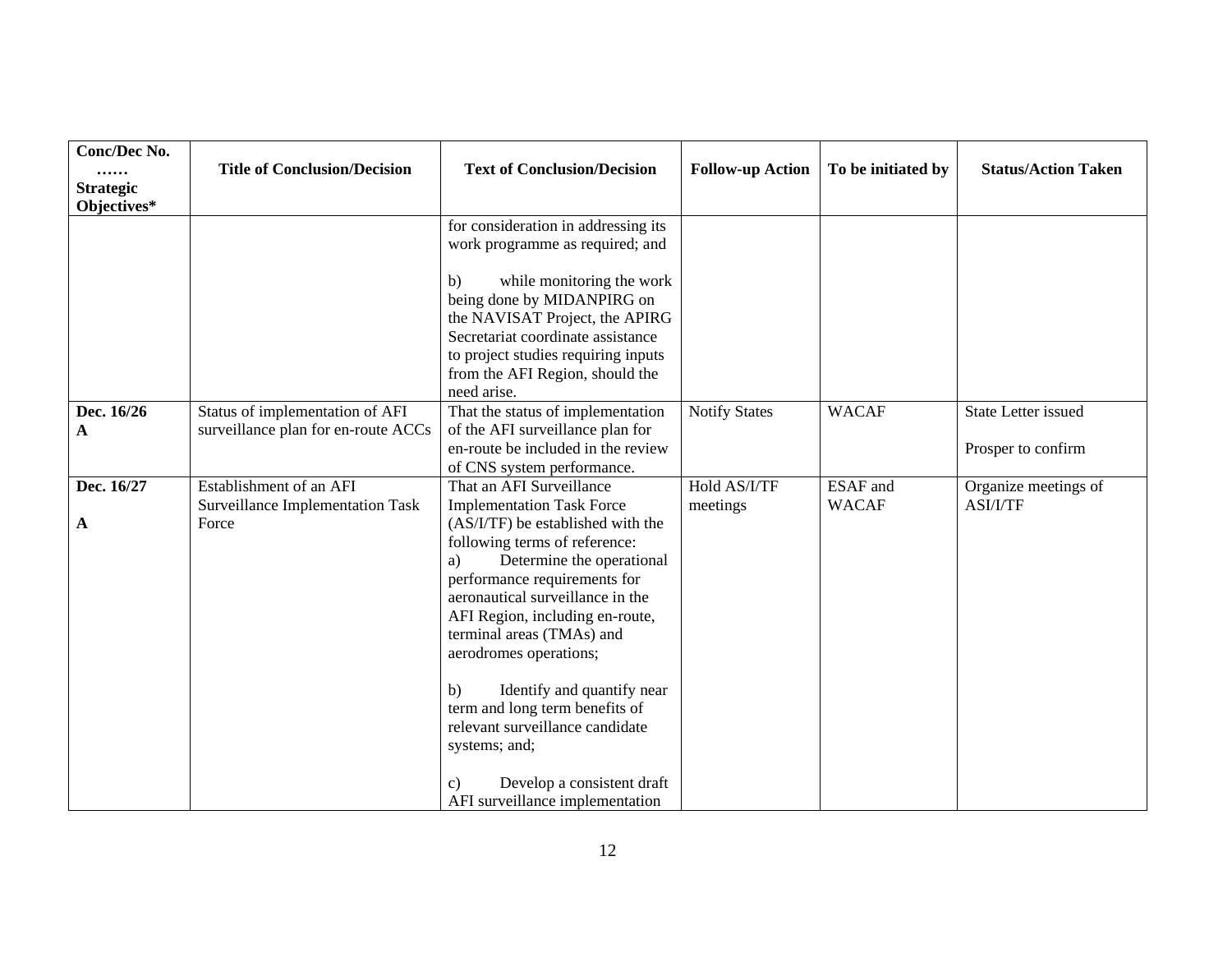| Conc/Dec No. …… Strategic Objectives* | Title of Conclusion/Decision | Text of Conclusion/Decision | Follow-up Action | To be initiated by | Status/Action Taken |
|---|---|---|---|---|---|
| | | for consideration in addressing its work programme as required; and<br><br>b) while monitoring the work being done by MIDANPIRG on the NAVISAT Project, the APIRG Secretariat coordinate assistance to project studies requiring inputs from the AFI Region, should the need arise. | | | |
| **Dec. 16/26**<br>**A** | Status of implementation of AFI surveillance plan for en-route ACCs | That the status of implementation of the AFI surveillance plan for en-route be included in the review of CNS system performance. | Notify States | WACAF | State Letter issued<br><br>Prosper to confirm |
| **Dec. 16/27**<br><br>**A** | Establishment of an AFI Surveillance Implementation Task Force | That an AFI Surveillance Implementation Task Force (AS/I/TF) be established with the following terms of reference:<br>a) Determine the operational performance requirements for aeronautical surveillance in the AFI Region, including en-route, terminal areas (TMAs) and aerodromes operations;<br><br>b) Identify and quantify near term and long term benefits of relevant surveillance candidate systems; and;<br><br>c) Develop a consistent draft AFI surveillance implementation | Hold AS/I/TF meetings | ESAF and WACAF | Organize meetings of ASI/I/TF |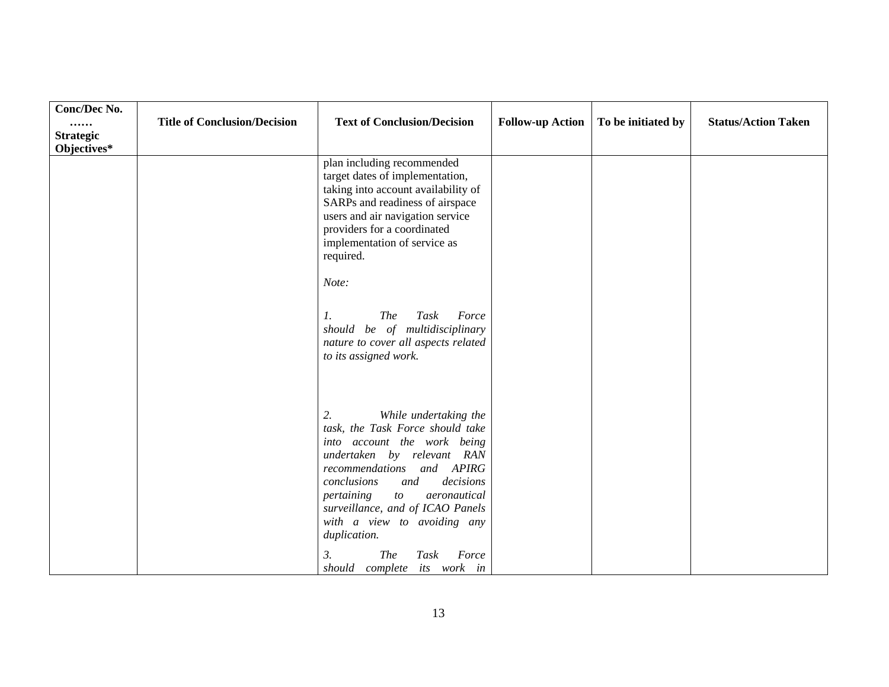| Conc/Dec No. …… Strategic Objectives* | Title of Conclusion/Decision | Text of Conclusion/Decision | Follow-up Action | To be initiated by | Status/Action Taken |
|---|---|---|---|---|---|
| | | plan including recommended target dates of implementation, taking into account availability of SARPs and readiness of airspace users and air navigation service providers for a coordinated implementation of service as required.<br><br>*Note:*<br><br>*1. The Task Force should be of multidisciplinary nature to cover all aspects related to its assigned work.*<br><br>*2. While undertaking the task, the Task Force should take into account the work being undertaken by relevant RAN recommendations and APIRG conclusions and decisions pertaining to aeronautical surveillance, and of ICAO Panels with a view to avoiding any duplication.*<br><br>*3. The Task Force should complete its work in* | | | |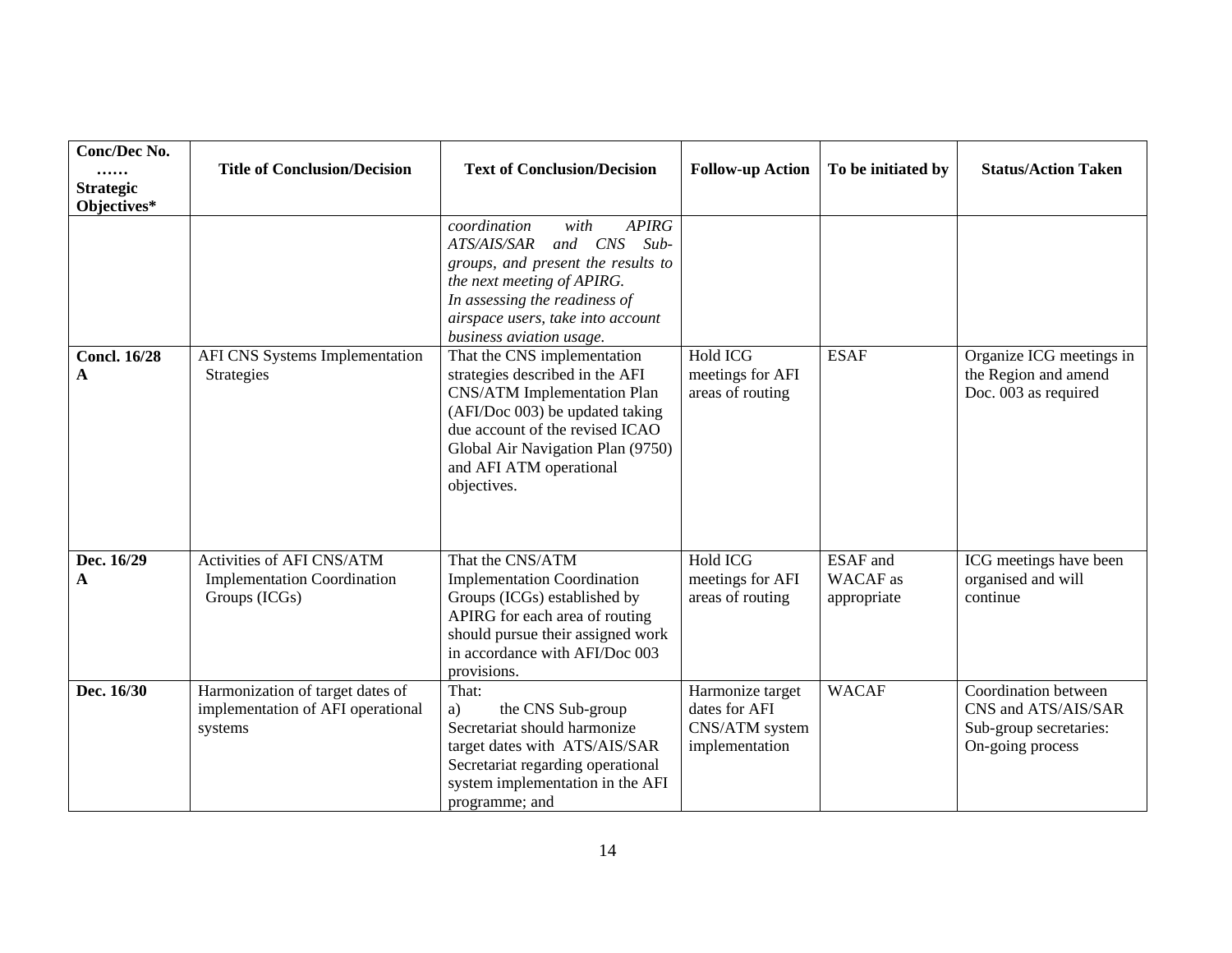| Conc/Dec No. …… Strategic Objectives* | Title of Conclusion/Decision | Text of Conclusion/Decision | Follow-up Action | To be initiated by | Status/Action Taken |
|---|---|---|---|---|---|
| | | *coordination with APIRG ATS/AIS/SAR and CNS Sub-groups, and present the results to the next meeting of APIRG.* *In assessing the readiness of airspace users, take into account business aviation usage.* | | | |
| **Concl. 16/28 A** | AFI CNS Systems Implementation Strategies | That the CNS implementation strategies described in the AFI CNS/ATM Implementation Plan (AFI/Doc 003) be updated taking due account of the revised ICAO Global Air Navigation Plan (9750) and AFI ATM operational objectives. | Hold ICG meetings for AFI areas of routing | ESAF | Organize ICG meetings in the Region and amend Doc. 003 as required |
| **Dec. 16/29 A** | Activities of AFI CNS/ATM Implementation Coordination Groups (ICGs) | That the CNS/ATM Implementation Coordination Groups (ICGs) established by APIRG for each area of routing should pursue their assigned work in accordance with AFI/Doc 003 provisions. | Hold ICG meetings for AFI areas of routing | ESAF and WACAF as appropriate | ICG meetings have been organised and will continue |
| **Dec. 16/30** | Harmonization of target dates of implementation of AFI operational systems | That: a) the CNS Sub-group Secretariat should harmonize target dates with ATS/AIS/SAR Secretariat regarding operational system implementation in the AFI programme; and | Harmonize target dates for AFI CNS/ATM system implementation | WACAF | Coordination between CNS and ATS/AIS/SAR Sub-group secretaries: On-going process |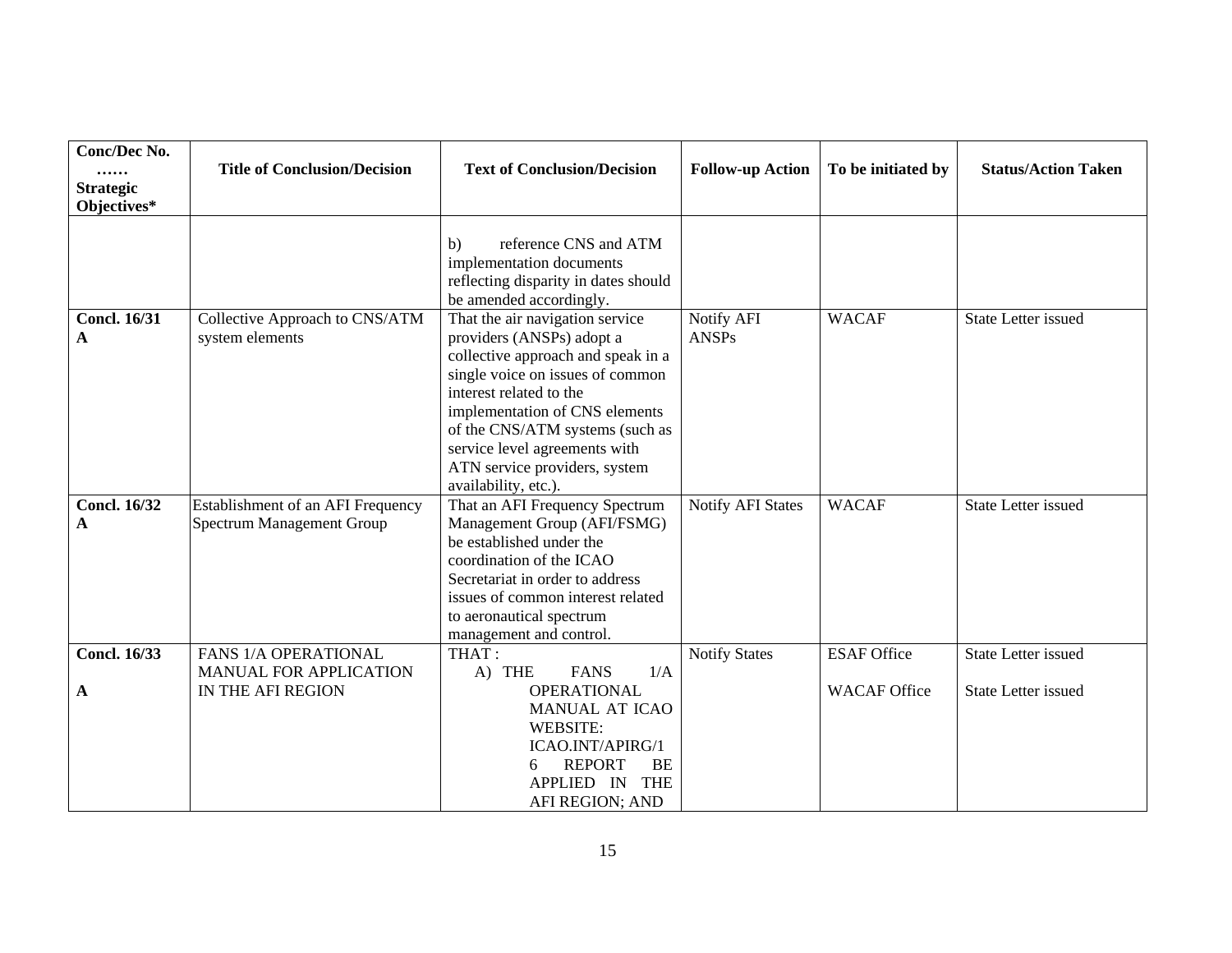| Conc/Dec No. …… Strategic Objectives* | Title of Conclusion/Decision | Text of Conclusion/Decision | Follow-up Action | To be initiated by | Status/Action Taken |
|---|---|---|---|---|---|
| | | b) reference CNS and ATM implementation documents reflecting disparity in dates should be amended accordingly. | | | |
| **Concl. 16/31** **A** | Collective Approach to CNS/ATM system elements | That the air navigation service providers (ANSPs) adopt a collective approach and speak in a single voice on issues of common interest related to the implementation of CNS elements of the CNS/ATM systems (such as service level agreements with ATN service providers, system availability, etc.). | Notify AFI ANSPs | WACAF | State Letter issued |
| **Concl. 16/32** **A** | Establishment of an AFI Frequency Spectrum Management Group | That an AFI Frequency Spectrum Management Group (AFI/FSMG) be established under the coordination of the ICAO Secretariat in order to address issues of common interest related to aeronautical spectrum management and control. | Notify AFI States | WACAF | State Letter issued |
| **Concl. 16/33** **A** | FANS 1/A OPERATIONAL MANUAL FOR APPLICATION IN THE AFI REGION | THAT : A) THE FANS 1/A OPERATIONAL MANUAL AT ICAO WEBSITE: ICAO.INT/APIRG/16 REPORT BE APPLIED IN THE AFI REGION; AND | Notify States | ESAF Office<br>WACAF Office | State Letter issued<br>State Letter issued |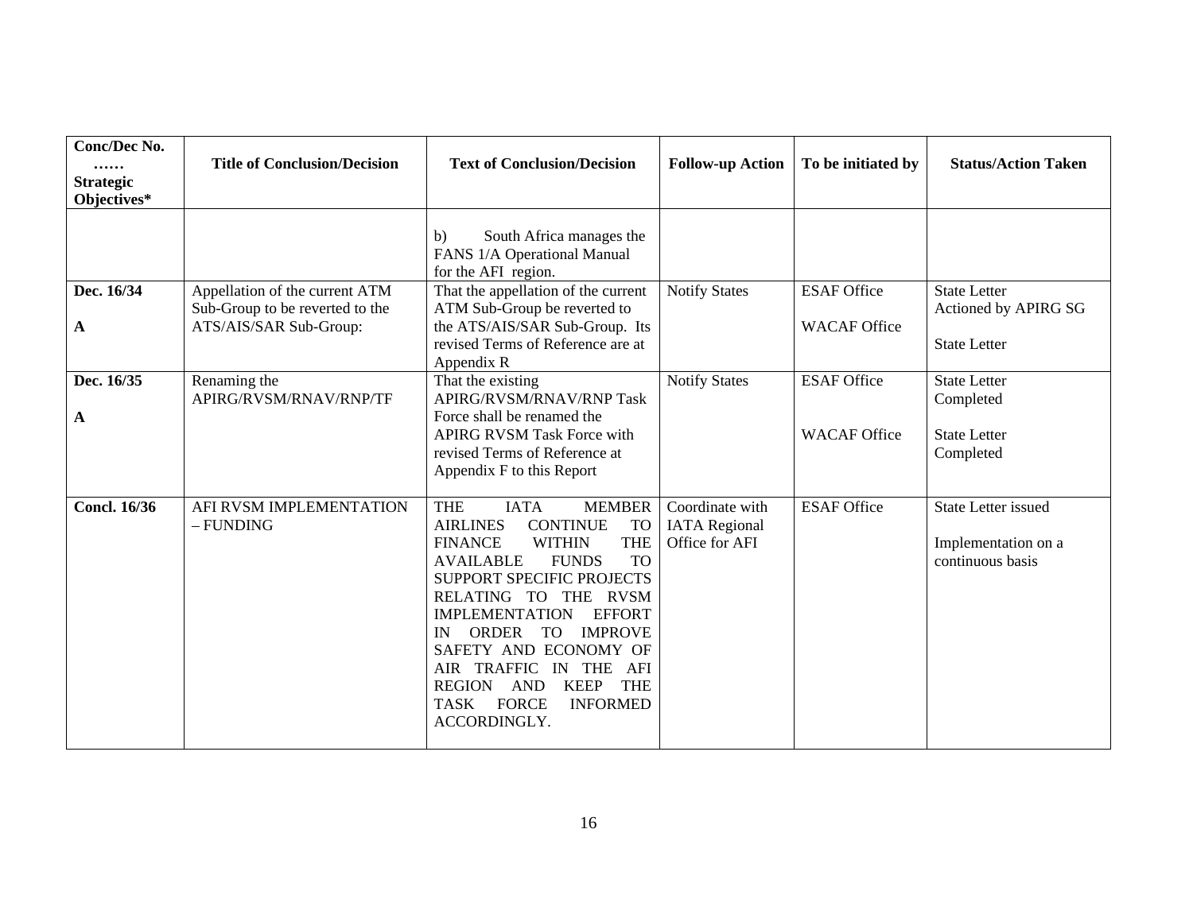| Conc/Dec No. …… Strategic Objectives* | Title of Conclusion/Decision | Text of Conclusion/Decision | Follow-up Action | To be initiated by | Status/Action Taken |
|---|---|---|---|---|---|
| | | b) South Africa manages the FANS 1/A Operational Manual for the AFI region. | | | |
| **Dec. 16/34**<br><br>**A** | Appellation of the current ATM Sub-Group to be reverted to the ATS/AIS/SAR Sub-Group: | That the appellation of the current ATM Sub-Group be reverted to the ATS/AIS/SAR Sub-Group. Its revised Terms of Reference are at Appendix R | Notify States | ESAF Office<br><br>WACAF Office | State Letter<br>Actioned by APIRG SG<br><br>State Letter |
| **Dec. 16/35**<br><br>**A** | Renaming the APIRG/RVSM/RNAV/RNP/TF | That the existing APIRG/RVSM/RNAV/RNP Task Force shall be renamed the APIRG RVSM Task Force with revised Terms of Reference at Appendix F to this Report | Notify States | ESAF Office<br><br>WACAF Office | State Letter<br>Completed<br><br>State Letter<br>Completed |
| **Concl. 16/36** | AFI RVSM IMPLEMENTATION – FUNDING | THE IATA MEMBER AIRLINES CONTINUE TO FINANCE WITHIN THE AVAILABLE FUNDS TO SUPPORT SPECIFIC PROJECTS RELATING TO THE RVSM IMPLEMENTATION EFFORT IN ORDER TO IMPROVE SAFETY AND ECONOMY OF AIR TRAFFIC IN THE AFI REGION AND KEEP THE TASK FORCE INFORMED ACCORDINGLY. | Coordinate with IATA Regional Office for AFI | ESAF Office | State Letter issued<br><br>Implementation on a continuous basis |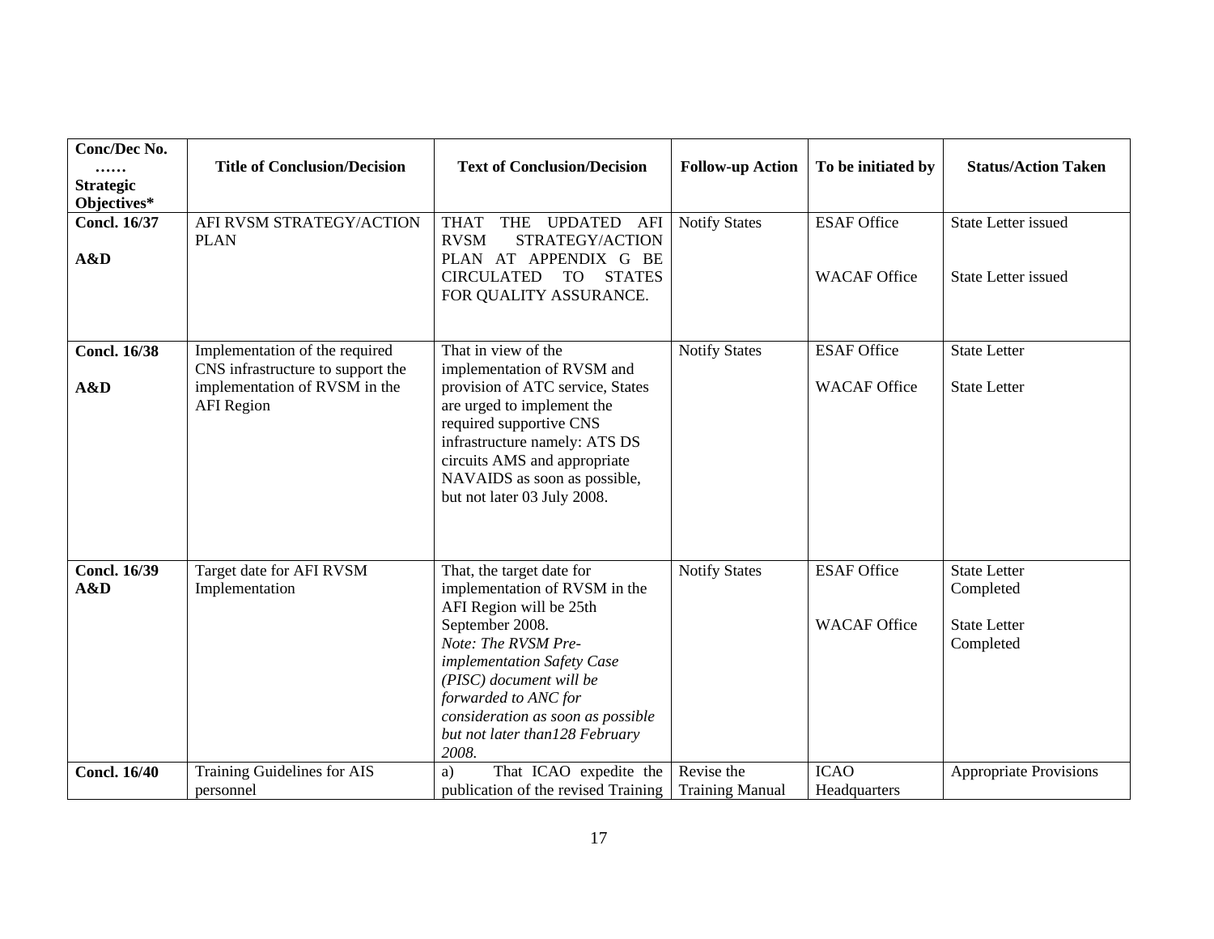| Conc/Dec No. …… Strategic Objectives* | Title of Conclusion/Decision | Text of Conclusion/Decision | Follow-up Action | To be initiated by | Status/Action Taken |
|---|---|---|---|---|---|
| **Concl. 16/37** **A&D** | AFI RVSM STRATEGY/ACTION PLAN | THAT THE UPDATED AFI RVSM STRATEGY/ACTION PLAN AT APPENDIX G BE CIRCULATED TO STATES FOR QUALITY ASSURANCE. | Notify States | ESAF Office<br><br>WACAF Office | State Letter issued<br><br>State Letter issued |
| **Concl. 16/38** **A&D** | Implementation of the required CNS infrastructure to support the implementation of RVSM in the AFI Region | That in view of the implementation of RVSM and provision of ATC service, States are urged to implement the required supportive CNS infrastructure namely: ATS DS circuits AMS and appropriate NAVAIDS as soon as possible, but not later 03 July 2008. | Notify States | ESAF Office<br><br>WACAF Office | State Letter<br><br>State Letter |
| **Concl. 16/39** **A&D** | Target date for AFI RVSM Implementation | That, the target date for implementation of RVSM in the AFI Region will be 25th September 2008.<br>*Note: The RVSM Pre-implementation Safety Case (PISC) document will be forwarded to ANC for consideration as soon as possible but not later than128 February 2008.* | Notify States | ESAF Office<br><br>WACAF Office | State Letter Completed<br><br>State Letter Completed |
| **Concl. 16/40** | Training Guidelines for AIS personnel | a) That ICAO expedite the publication of the revised Training | Revise the Training Manual | ICAO Headquarters | Appropriate Provisions |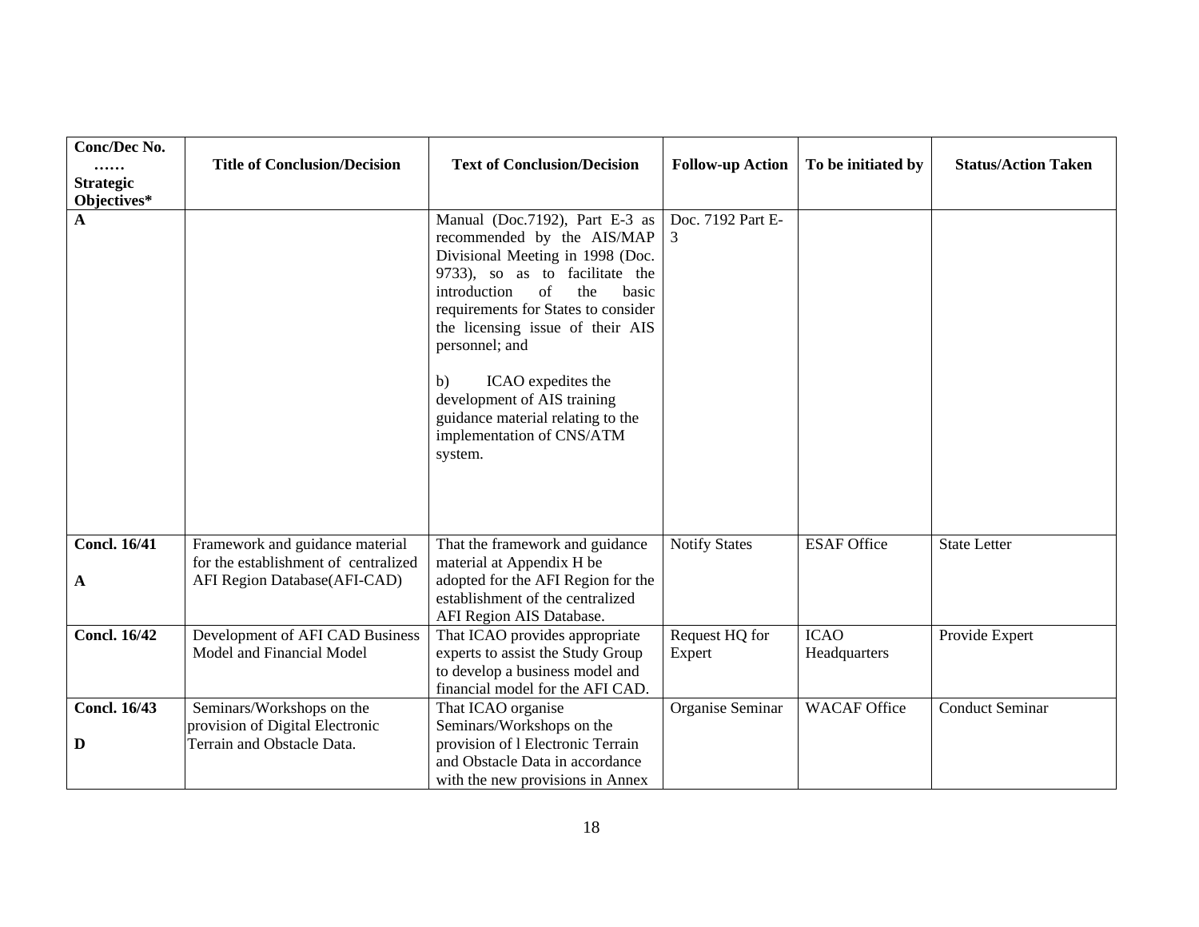| Conc/Dec No. …… Strategic Objectives* | Title of Conclusion/Decision | Text of Conclusion/Decision | Follow-up Action | To be initiated by | Status/Action Taken |
|---|---|---|---|---|---|
| A | | Manual (Doc.7192), Part E-3 as recommended by the AIS/MAP Divisional Meeting in 1998 (Doc. 9733), so as to facilitate the introduction of the basic requirements for States to consider the licensing issue of their AIS personnel; and<br><br>b) ICAO expedites the development of AIS training guidance material relating to the implementation of CNS/ATM system. | Doc. 7192 Part E-3 | | |
| **Concl. 16/41**<br><br>**A** | Framework and guidance material for the establishment of centralized AFI Region Database(AFI-CAD) | That the framework and guidance material at Appendix H be adopted for the AFI Region for the establishment of the centralized AFI Region AIS Database. | Notify States | ESAF Office | State Letter |
| **Concl. 16/42** | Development of AFI CAD Business Model and Financial Model | That ICAO provides appropriate experts to assist the Study Group to develop a business model and financial model for the AFI CAD. | Request HQ for Expert | ICAO Headquarters | Provide Expert |
| **Concl. 16/43**<br><br>**D** | Seminars/Workshops on the provision of Digital Electronic Terrain and Obstacle Data. | That ICAO organise Seminars/Workshops on the provision of l Electronic Terrain and Obstacle Data in accordance with the new provisions in Annex | Organise Seminar | WACAF Office | Conduct Seminar |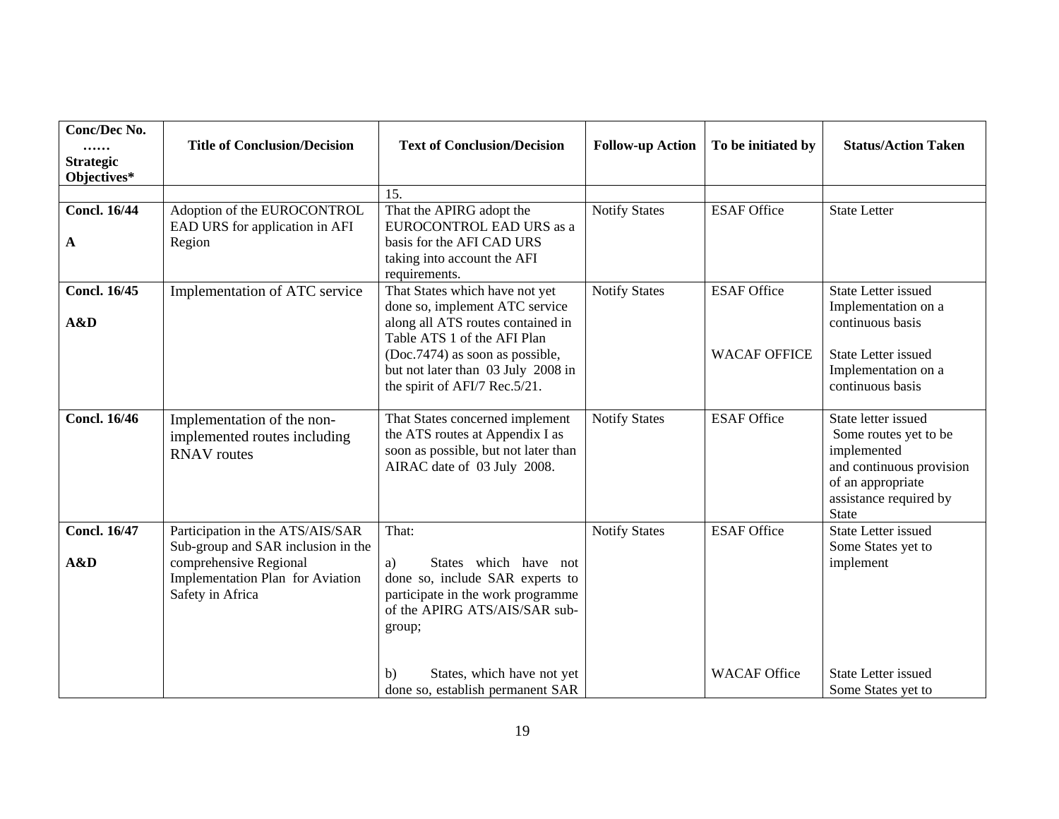| Conc/Dec No. …… Strategic Objectives* | Title of Conclusion/Decision | Text of Conclusion/Decision | Follow-up Action | To be initiated by | Status/Action Taken |
|---|---|---|---|---|---|
| | | 15. | | | |
| **Concl. 16/44**<br><br>**A** | Adoption of the EUROCONTROL EAD URS for application in AFI Region | That the APIRG adopt the EUROCONTROL EAD URS as a basis for the AFI CAD URS taking into account the AFI requirements. | Notify States | ESAF Office | State Letter |
| **Concl. 16/45**<br><br>**A&D** | Implementation of ATC service | That States which have not yet done so, implement ATC service along all ATS routes contained in Table ATS 1 of the AFI Plan (Doc.7474) as soon as possible, but not later than 03 July 2008 in the spirit of AFI/7 Rec.5/21. | Notify States | ESAF Office<br><br>WACAF OFFICE | State Letter issued Implementation on a continuous basis<br><br>State Letter issued Implementation on a continuous basis |
| **Concl. 16/46** | Implementation of the non-implemented routes including RNAV routes | That States concerned implement the ATS routes at Appendix I as soon as possible, but not later than AIRAC date of 03 July 2008. | Notify States | ESAF Office | State letter issued Some routes yet to be implemented and continuous provision of an appropriate assistance required by State |
| **Concl. 16/47**<br><br>**A&D** | Participation in the ATS/AIS/SAR Sub-group and SAR inclusion in the comprehensive Regional Implementation Plan for Aviation Safety in Africa | That:<br><br>a) States which have not done so, include SAR experts to participate in the work programme of the APIRG ATS/AIS/SAR sub-group;<br><br>b) States, which have not yet done so, establish permanent SAR | Notify States | ESAF Office<br><br>WACAF Office | State Letter issued Some States yet to implement<br><br>State Letter issued Some States yet to |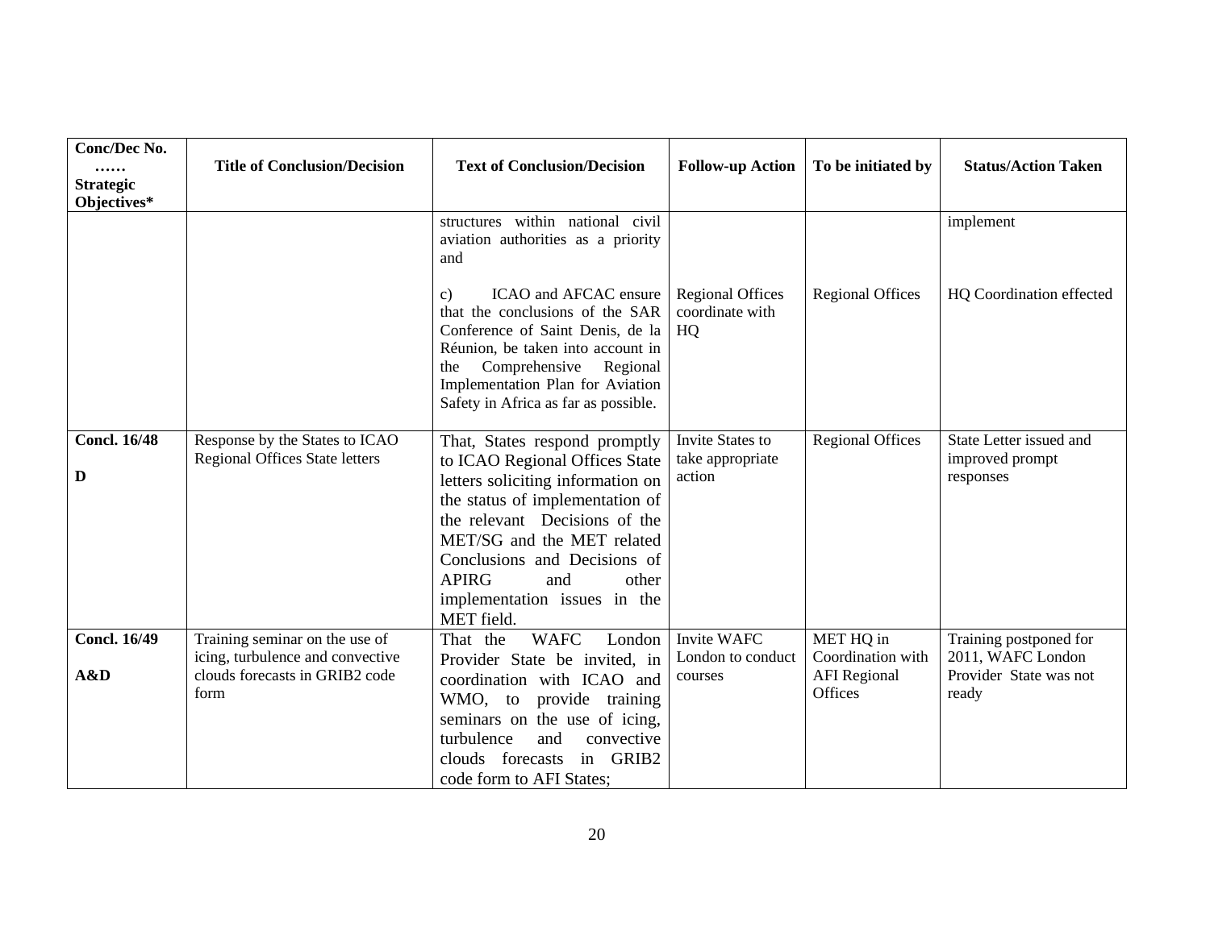| Conc/Dec No. …… Strategic Objectives* | Title of Conclusion/Decision | Text of Conclusion/Decision | Follow-up Action | To be initiated by | Status/Action Taken |
|---|---|---|---|---|---|
| | | structures within national civil aviation authorities as a priority and | | | implement |
| | | c) ICAO and AFCAC ensure that the conclusions of the SAR Conference of Saint Denis, de la Réunion, be taken into account in the Comprehensive Regional Implementation Plan for Aviation Safety in Africa as far as possible. | Regional Offices coordinate with HQ | Regional Offices | HQ Coordination effected |
| **Concl. 16/48** **D** | Response by the States to ICAO Regional Offices State letters | That, States respond promptly to ICAO Regional Offices State letters soliciting information on the status of implementation of the relevant Decisions of the MET/SG and the MET related Conclusions and Decisions of APIRG and other implementation issues in the MET field. | Invite States to take appropriate action | Regional Offices | State Letter issued and improved prompt responses |
| **Concl. 16/49** **A&D** | Training seminar on the use of icing, turbulence and convective clouds forecasts in GRIB2 code form | That the WAFC London Provider State be invited, in coordination with ICAO and WMO, to provide training seminars on the use of icing, turbulence and convective clouds forecasts in GRIB2 code form to AFI States; | Invite WAFC London to conduct courses | MET HQ in Coordination with AFI Regional Offices | Training postponed for 2011, WAFC London Provider State was not ready |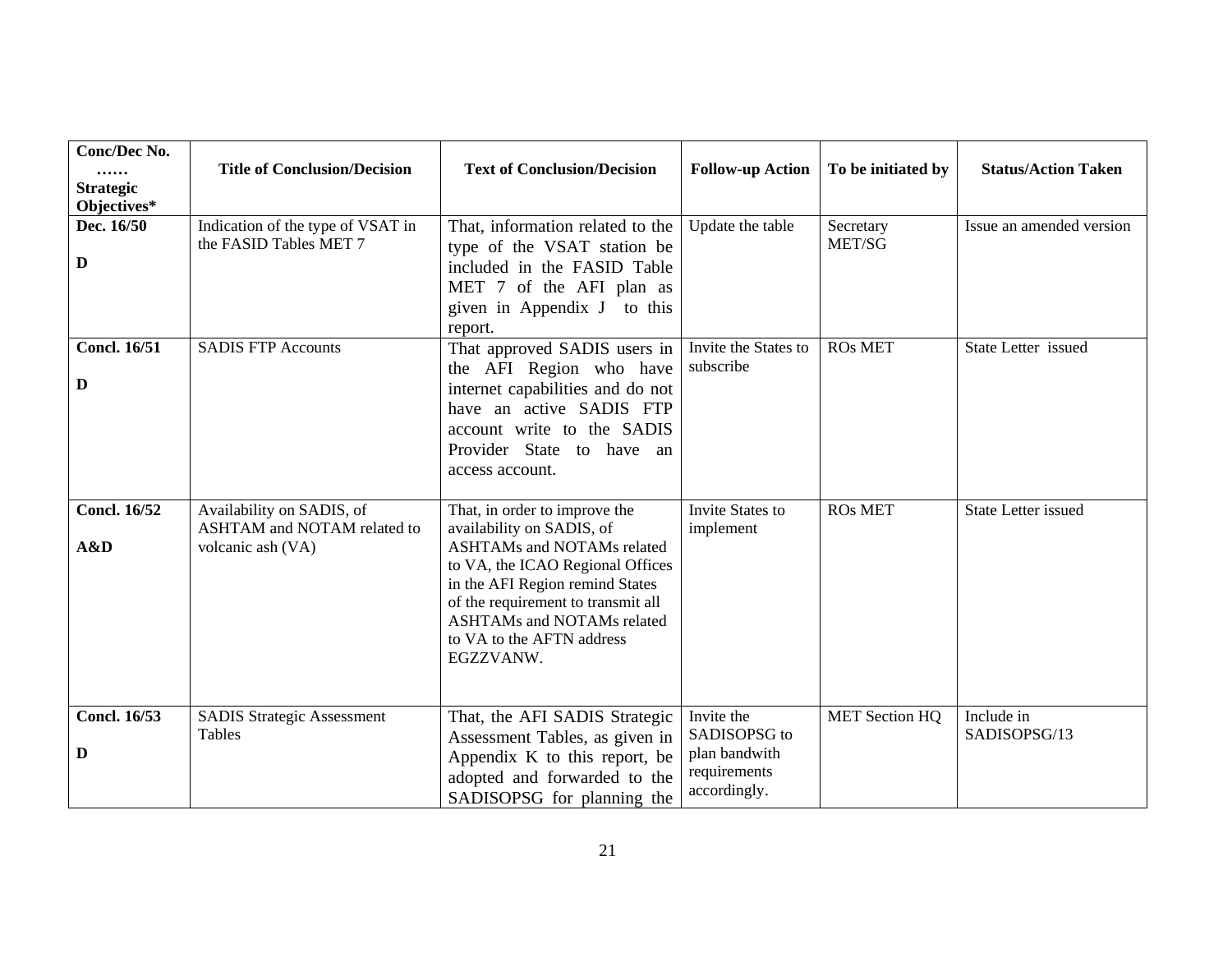| Conc/Dec No. …… Strategic Objectives* | Title of Conclusion/Decision | Text of Conclusion/Decision | Follow-up Action | To be initiated by | Status/Action Taken |
|---|---|---|---|---|---|
| **Dec. 16/50** **D** | Indication of the type of VSAT in the FASID Tables MET 7 | That, information related to the type of the VSAT station be included in the FASID Table MET 7 of the AFI plan as given in Appendix J to this report. | Update the table | Secretary MET/SG | Issue an amended version |
| **Concl. 16/51** **D** | SADIS FTP Accounts | That approved SADIS users in the AFI Region who have internet capabilities and do not have an active SADIS FTP account write to the SADIS Provider State to have an access account. | Invite the States to subscribe | ROs MET | State Letter issued |
| **Concl. 16/52** **A&D** | Availability on SADIS, of ASHTAM and NOTAM related to volcanic ash (VA) | That, in order to improve the availability on SADIS, of ASHTAMs and NOTAMs related to VA, the ICAO Regional Offices in the AFI Region remind States of the requirement to transmit all ASHTAMs and NOTAMs related to VA to the AFTN address EGZZVANW. | Invite States to implement | ROs MET | State Letter issued |
| **Concl. 16/53** **D** | SADIS Strategic Assessment Tables | That, the AFI SADIS Strategic Assessment Tables, as given in Appendix K to this report, be adopted and forwarded to the SADISOPSG for planning the | Invite the SADISOPSG to plan bandwith requirements accordingly. | MET Section HQ | Include in SADISOPSG/13 |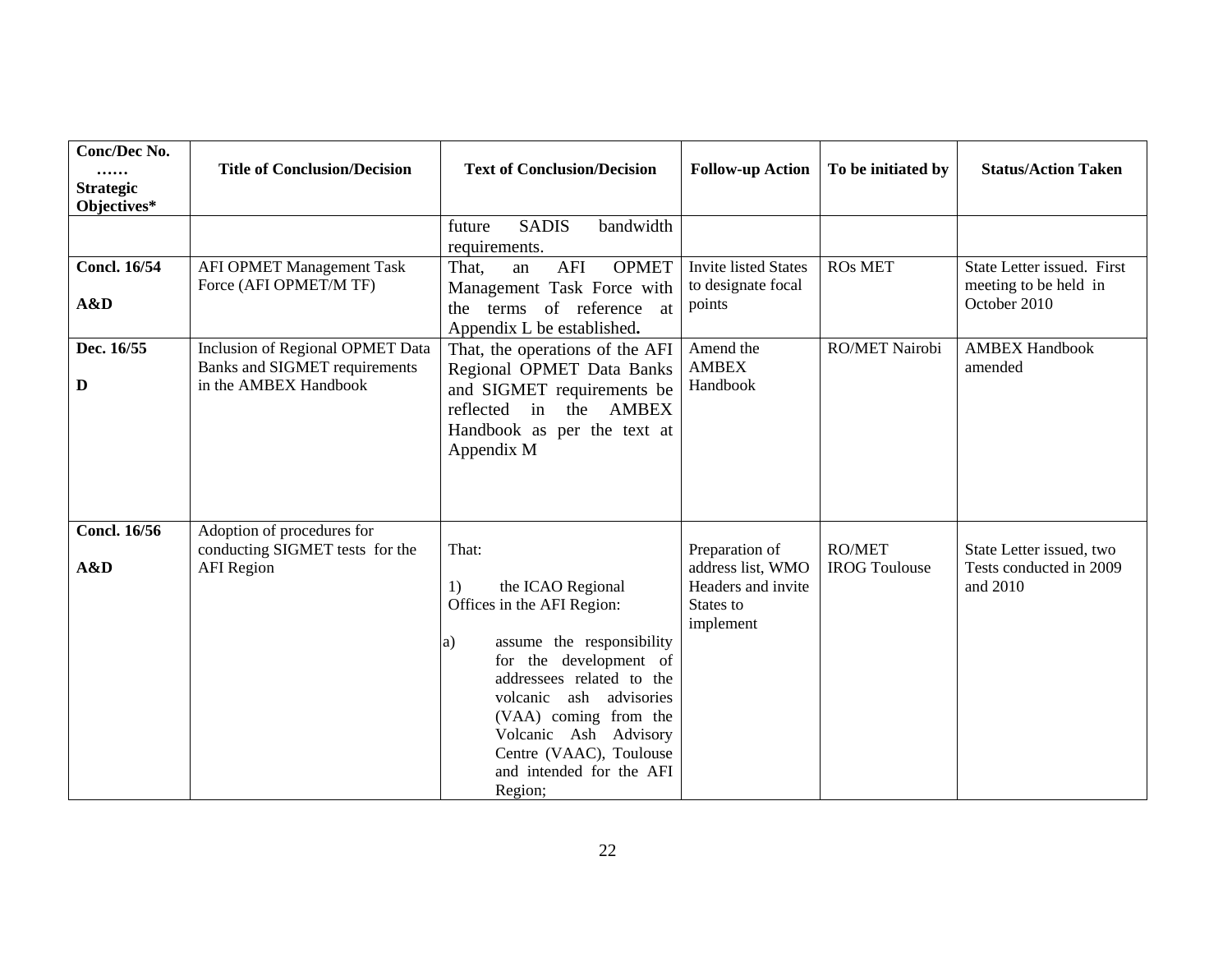| Conc/Dec No. …… Strategic Objectives* | Title of Conclusion/Decision | Text of Conclusion/Decision | Follow-up Action | To be initiated by | Status/Action Taken |
|---|---|---|---|---|---|
| | | future SADIS bandwidth requirements. | | | |
| **Concl. 16/54** **A&D** | AFI OPMET Management Task Force (AFI OPMET/M TF) | That, an AFI OPMET Management Task Force with the terms of reference at Appendix L be established**.** | Invite listed States to designate focal points | ROs MET | State Letter issued. First meeting to be held in October 2010 |
| **Dec. 16/55** **D** | Inclusion of Regional OPMET Data Banks and SIGMET requirements in the AMBEX Handbook | That, the operations of the AFI Regional OPMET Data Banks and SIGMET requirements be reflected in the AMBEX Handbook as per the text at Appendix M | Amend the AMBEX Handbook | RO/MET Nairobi | AMBEX Handbook amended |
| **Concl. 16/56** **A&D** | Adoption of procedures for conducting SIGMET tests for the AFI Region | That: 1) the ICAO Regional Offices in the AFI Region: a) assume the responsibility for the development of addressees related to the volcanic ash advisories (VAA) coming from the Volcanic Ash Advisory Centre (VAAC), Toulouse and intended for the AFI Region; | Preparation of address list, WMO Headers and invite States to implement | RO/MET IROG Toulouse | State Letter issued, two Tests conducted in 2009 and 2010 |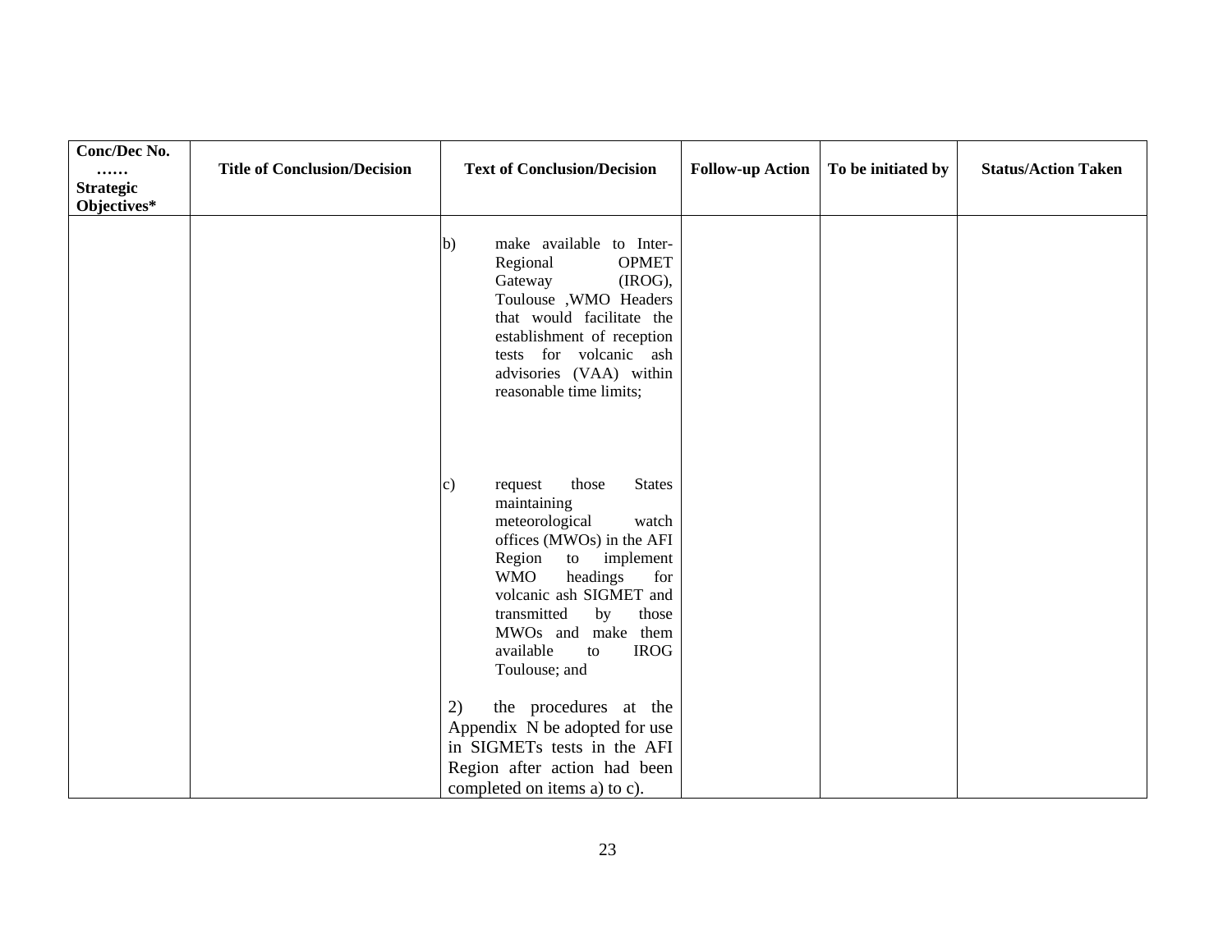| Conc/Dec No. …… Strategic Objectives* | Title of Conclusion/Decision | Text of Conclusion/Decision | Follow-up Action | To be initiated by | Status/Action Taken |
|---|---|---|---|---|---|
| | | b) make available to Inter-Regional OPMET Gateway (IROG), Toulouse ,WMO Headers that would facilitate the establishment of reception tests for volcanic ash advisories (VAA) within reasonable time limits;<br><br>c) request those States maintaining meteorological watch offices (MWOs) in the AFI Region to implement WMO headings for volcanic ash SIGMET and transmitted by those MWOs and make them available to IROG Toulouse; and<br><br>2) the procedures at the Appendix N be adopted for use in SIGMETs tests in the AFI Region after action had been completed on items a) to c). | | | |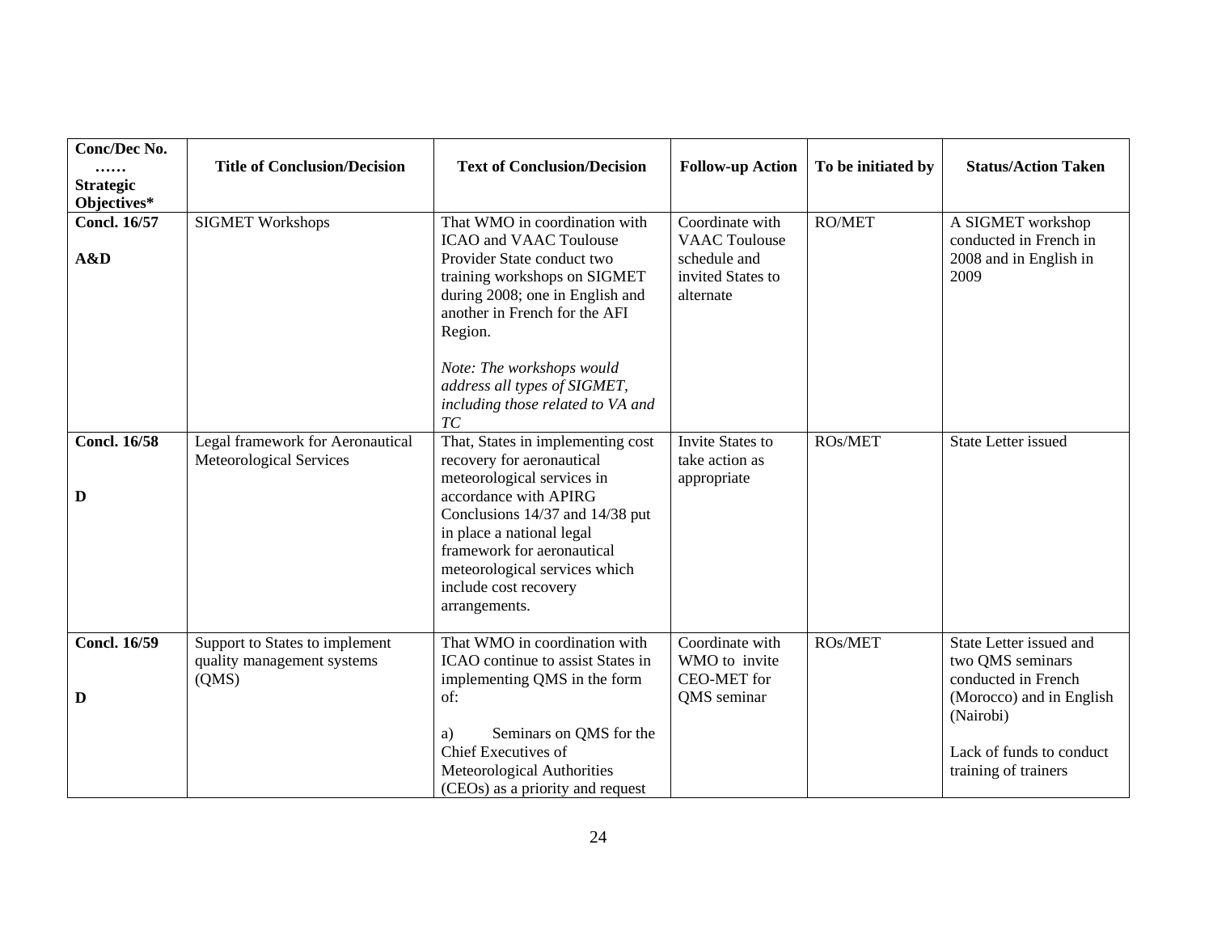| Conc/Dec No. …… Strategic Objectives* | Title of Conclusion/Decision | Text of Conclusion/Decision | Follow-up Action | To be initiated by | Status/Action Taken |
|---|---|---|---|---|---|
| **Concl. 16/57**<br><br>**A&D** | SIGMET Workshops | That WMO in coordination with ICAO and VAAC Toulouse Provider State conduct two training workshops on SIGMET during 2008; one in English and another in French for the AFI Region.<br><br>*Note: The workshops would address all types of SIGMET, including those related to VA and TC* | Coordinate with VAAC Toulouse schedule and invited States to alternate | RO/MET | A SIGMET workshop conducted in French in 2008 and in English in 2009 |
| **Concl. 16/58**<br><br>**D** | Legal framework for Aeronautical Meteorological Services | That, States in implementing cost recovery for aeronautical meteorological services in accordance with APIRG Conclusions 14/37 and 14/38 put in place a national legal framework for aeronautical meteorological services which include cost recovery arrangements. | Invite States to take action as appropriate | ROs/MET | State Letter issued |
| **Concl. 16/59**<br><br>**D** | Support to States to implement quality management systems (QMS) | That WMO in coordination with ICAO continue to assist States in implementing QMS in the form of:<br><br>a) Seminars on QMS for the Chief Executives of Meteorological Authorities (CEOs) as a priority and request | Coordinate with WMO to invite CEO-MET for QMS seminar | ROs/MET | State Letter issued and two QMS seminars conducted in French (Morocco) and in English (Nairobi)<br><br>Lack of funds to conduct training of trainers |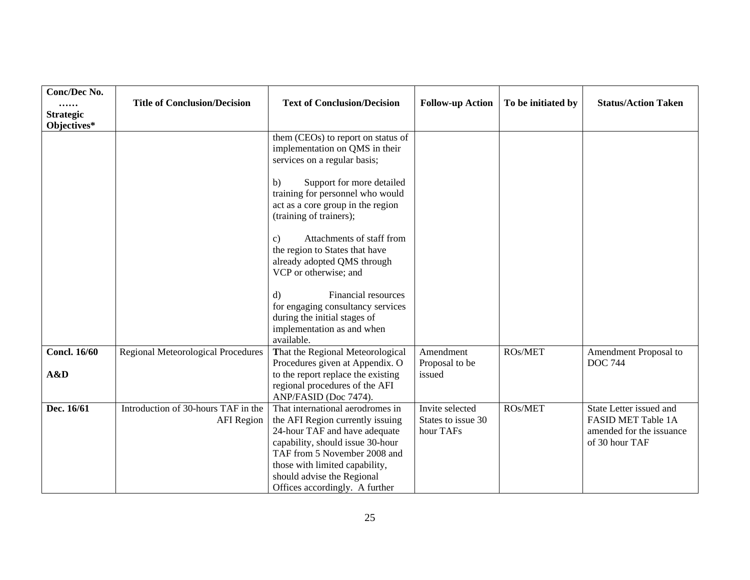| Conc/Dec No. …… Strategic Objectives* | Title of Conclusion/Decision | Text of Conclusion/Decision | Follow-up Action | To be initiated by | Status/Action Taken |
|---|---|---|---|---|---|
| | | them (CEOs) to report on status of implementation on QMS in their services on a regular basis;<br><br>b) Support for more detailed training for personnel who would act as a core group in the region (training of trainers);<br><br>c) Attachments of staff from the region to States that have already adopted QMS through VCP or otherwise; and<br><br>d) Financial resources for engaging consultancy services during the initial stages of implementation as and when available. | | | |
| **Concl. 16/60**<br><br>**A&D** | Regional Meteorological Procedures | **T**hat the Regional Meteorological Procedures given at Appendix. O to the report replace the existing regional procedures of the AFI ANP/FASID (Doc 7474). | Amendment Proposal to be issued | ROs/MET | Amendment Proposal to DOC 744 |
| **Dec. 16/61** | Introduction of 30-hours TAF in the AFI Region | That international aerodromes in the AFI Region currently issuing 24-hour TAF and have adequate capability, should issue 30-hour TAF from 5 November 2008 and those with limited capability, should advise the Regional Offices accordingly. A further | Invite selected States to issue 30 hour TAFs | ROs/MET | State Letter issued and FASID MET Table 1A amended for the issuance of 30 hour TAF |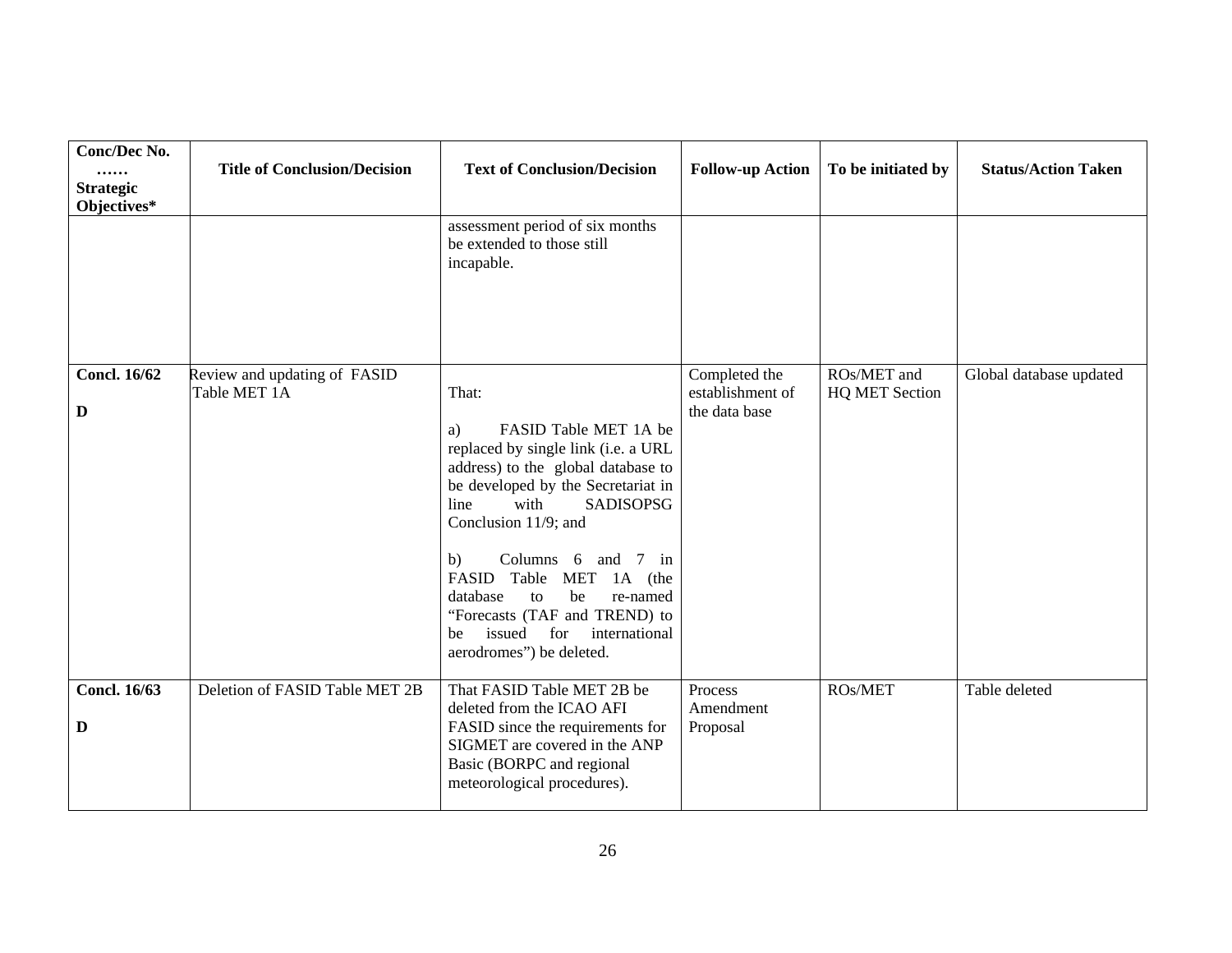| Conc/Dec No. …… Strategic Objectives* | Title of Conclusion/Decision | Text of Conclusion/Decision | Follow-up Action | To be initiated by | Status/Action Taken |
|---|---|---|---|---|---|
| | | assessment period of six months be extended to those still incapable. | | | |
| **Concl. 16/62** **D** | Review and updating of FASID Table MET 1A | That: a) FASID Table MET 1A be replaced by single link (i.e. a URL address) to the global database to be developed by the Secretariat in line with SADISOPSG Conclusion 11/9; and b) Columns 6 and 7 in FASID Table MET 1A (the database to be re-named "Forecasts (TAF and TREND) to be issued for international aerodromes") be deleted. | Completed the establishment of the data base | ROs/MET and HQ MET Section | Global database updated |
| **Concl. 16/63** **D** | Deletion of FASID Table MET 2B | That FASID Table MET 2B be deleted from the ICAO AFI FASID since the requirements for SIGMET are covered in the ANP Basic (BORPC and regional meteorological procedures). | Process Amendment Proposal | ROs/MET | Table deleted |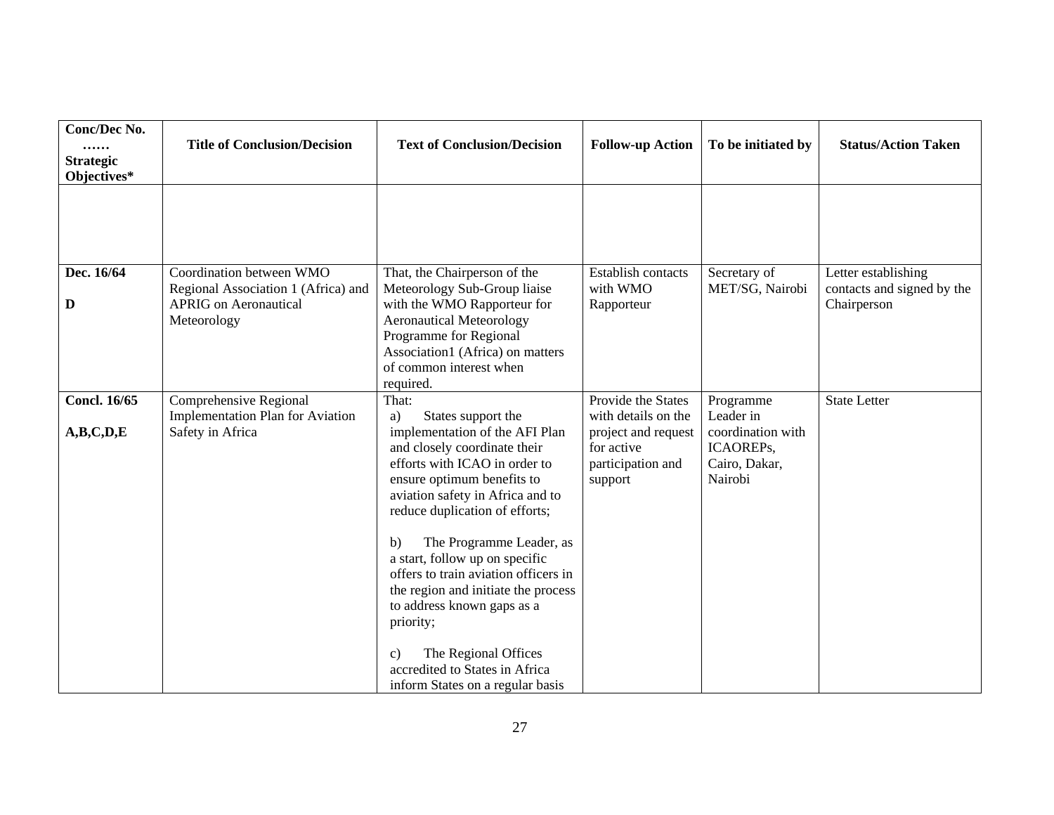| Conc/Dec No. …… Strategic Objectives* | Title of Conclusion/Decision | Text of Conclusion/Decision | Follow-up Action | To be initiated by | Status/Action Taken |
|---|---|---|---|---|---|
| | | | | | |
| **Dec. 16/64**<br><br>**D** | Coordination between WMO Regional Association 1 (Africa) and APRIG on Aeronautical Meteorology | That, the Chairperson of the Meteorology Sub-Group liaise with the WMO Rapporteur for Aeronautical Meteorology Programme for Regional Association1 (Africa) on matters of common interest when required. | Establish contacts with WMO Rapporteur | Secretary of MET/SG, Nairobi | Letter establishing contacts and signed by the Chairperson |
| **Concl. 16/65**<br><br>**A,B,C,D,E** | Comprehensive Regional Implementation Plan for Aviation Safety in Africa | That:<br>a) States support the implementation of the AFI Plan and closely coordinate their efforts with ICAO in order to ensure optimum benefits to aviation safety in Africa and to reduce duplication of efforts;<br><br>b) The Programme Leader, as a start, follow up on specific offers to train aviation officers in the region and initiate the process to address known gaps as a priority;<br><br>c) The Regional Offices accredited to States in Africa inform States on a regular basis | Provide the States with details on the project and request for active participation and support | Programme Leader in coordination with ICAOREPs, Cairo, Dakar, Nairobi | State Letter |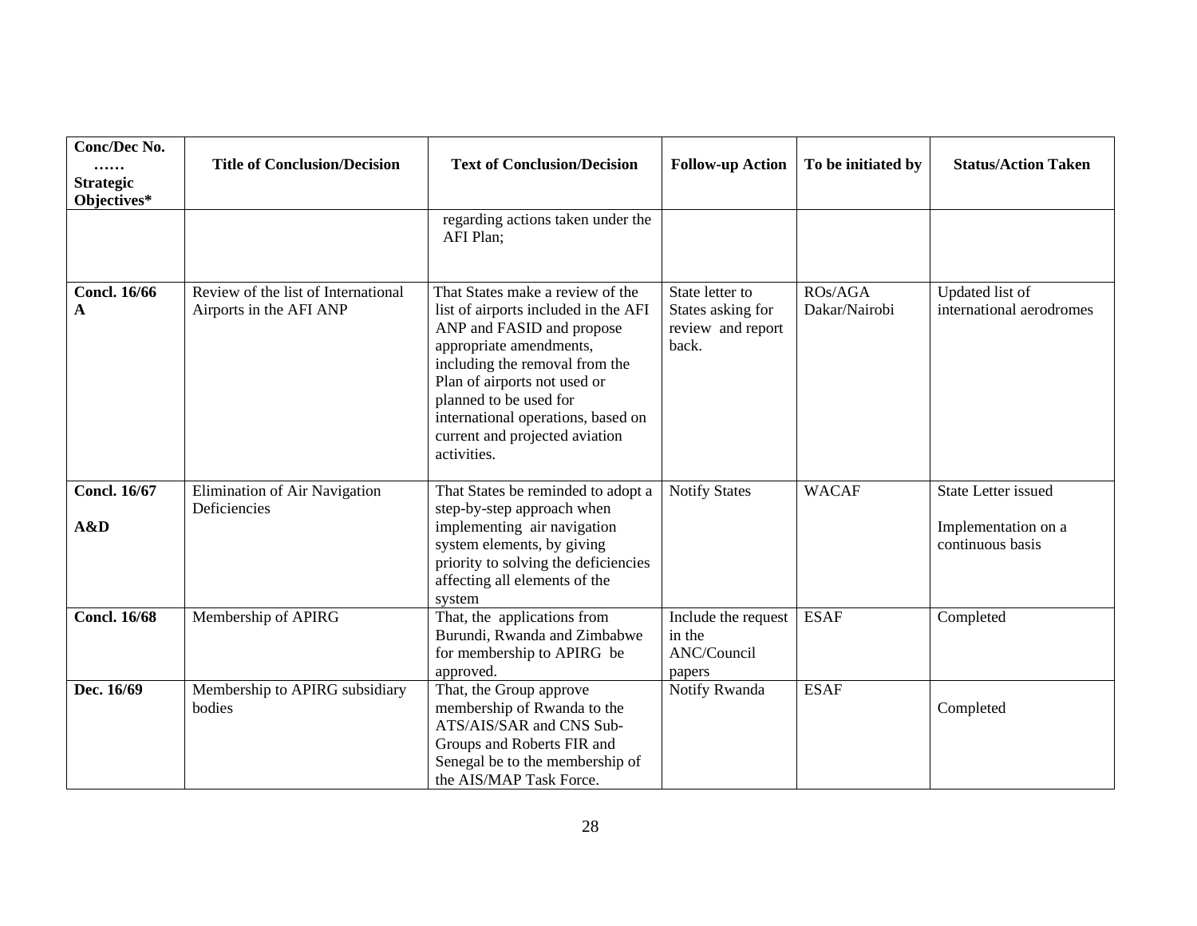| Conc/Dec No. …… Strategic Objectives* | Title of Conclusion/Decision | Text of Conclusion/Decision | Follow-up Action | To be initiated by | Status/Action Taken |
|---|---|---|---|---|---|
| | | regarding actions taken under the AFI Plan; | | | |
| **Concl. 16/66 A** | Review of the list of International Airports in the AFI ANP | That States make a review of the list of airports included in the AFI ANP and FASID and propose appropriate amendments, including the removal from the Plan of airports not used or planned to be used for international operations, based on current and projected aviation activities. | State letter to States asking for review and report back. | ROs/AGA Dakar/Nairobi | Updated list of international aerodromes |
| **Concl. 16/67** **A&D** | Elimination of Air Navigation Deficiencies | That States be reminded to adopt a step-by-step approach when implementing air navigation system elements, by giving priority to solving the deficiencies affecting all elements of the system | Notify States | WACAF | State Letter issued Implementation on a continuous basis |
| **Concl. 16/68** | Membership of APIRG | That, the applications from Burundi, Rwanda and Zimbabwe for membership to APIRG be approved. | Include the request in the ANC/Council papers | ESAF | Completed |
| **Dec. 16/69** | Membership to APIRG subsidiary bodies | That, the Group approve membership of Rwanda to the ATS/AIS/SAR and CNS Sub-Groups and Roberts FIR and Senegal be to the membership of the AIS/MAP Task Force. | Notify Rwanda | ESAF | Completed |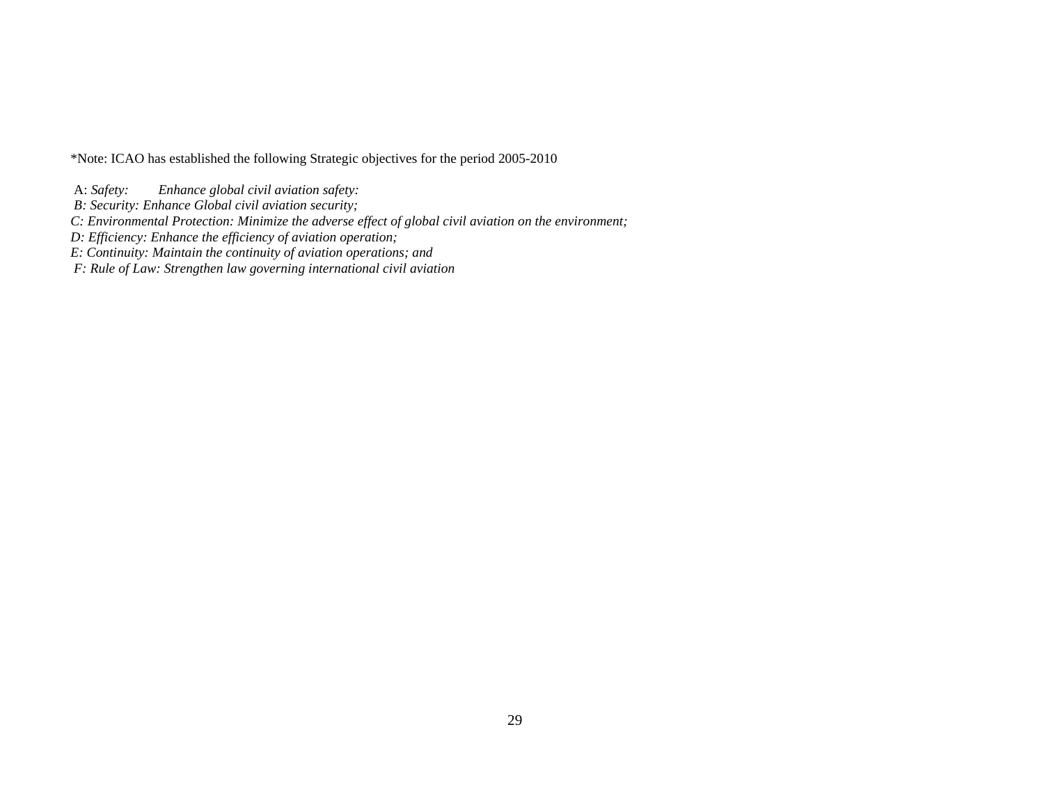*Note: ICAO has established the following Strategic objectives for the period 2005-2010

A: *Safety: Enhance global civil aviation safety:*
*B: Security: Enhance Global civil aviation security;*
*C: Environmental Protection: Minimize the adverse effect of global civil aviation on the environment;*
*D: Efficiency: Enhance the efficiency of aviation operation;*
*E: Continuity: Maintain the continuity of aviation operations; and*
*F: Rule of Law: Strengthen law governing international civil aviation*